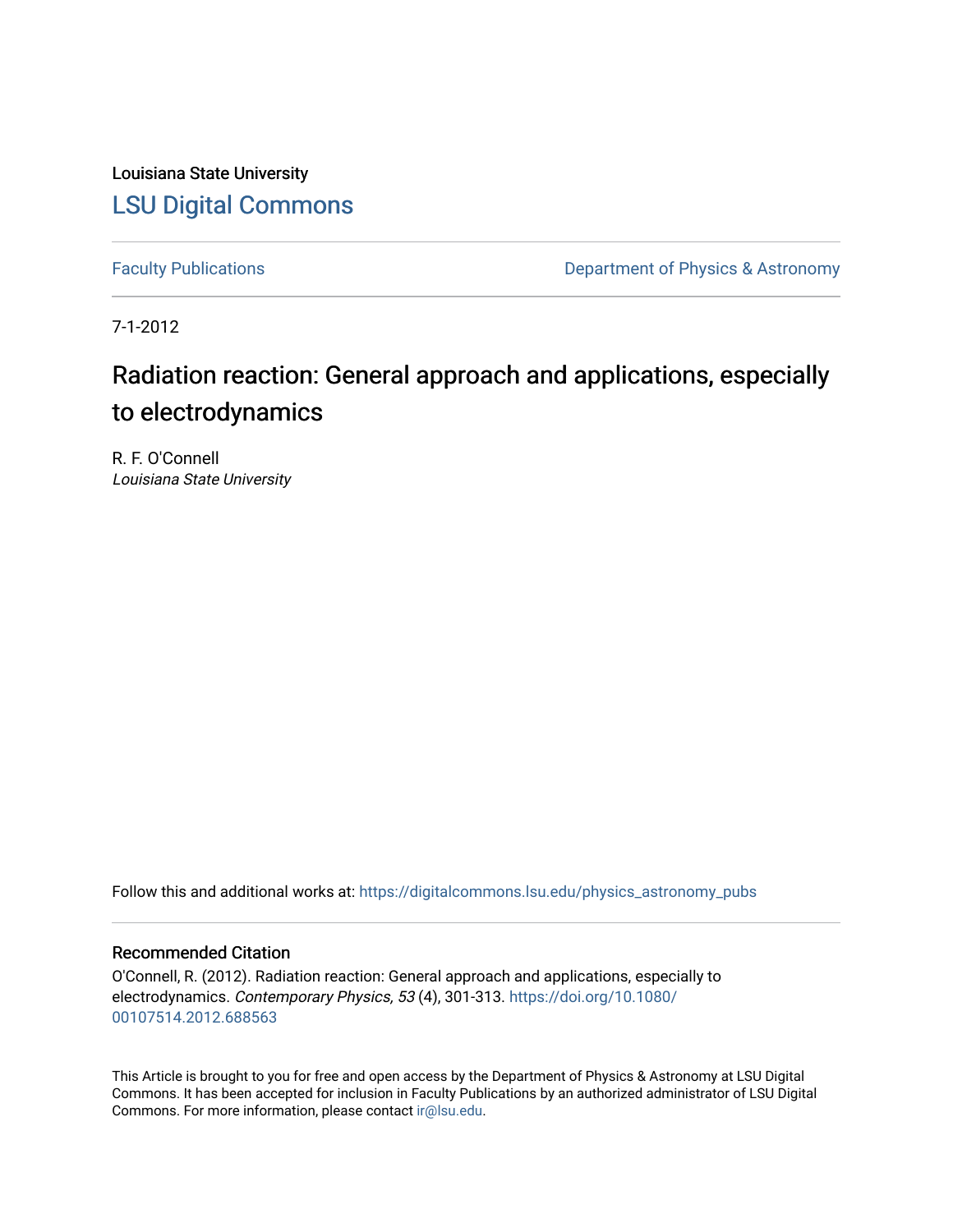Louisiana State University

# LSU Digital Commons

Faculty Publications

Department of Physics & Astronomy

7-1-2012

## Radiation reaction: General approach and applications, especially to electrodynamics

R. F. O'Connell
*Louisiana State University*

Follow this and additional works at: https://digitalcommons.lsu.edu/physics_astronomy_pubs

### Recommended Citation

O'Connell, R. (2012). Radiation reaction: General approach and applications, especially to electrodynamics. *Contemporary Physics, 53* (4), 301-313. https://doi.org/10.1080/00107514.2012.688563

This Article is brought to you for free and open access by the Department of Physics & Astronomy at LSU Digital Commons. It has been accepted for inclusion in Faculty Publications by an authorized administrator of LSU Digital Commons. For more information, please contact ir@lsu.edu.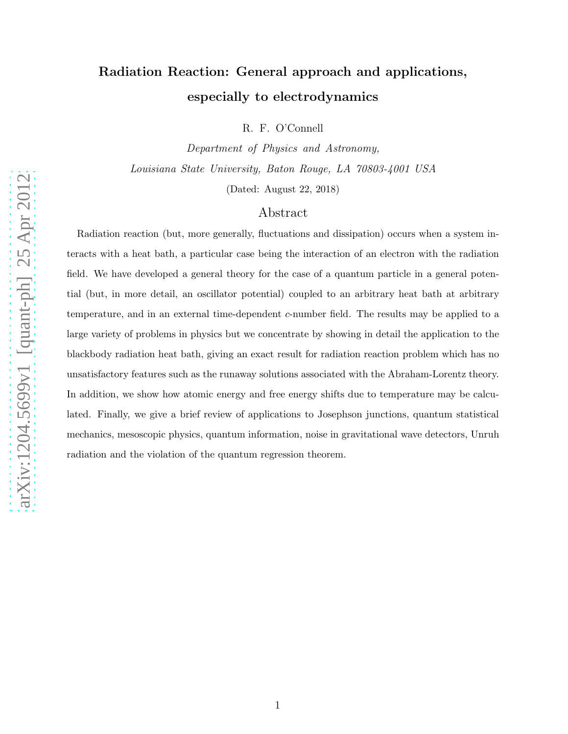# Radiation Reaction: General approach and applications, especially to electrodynamics

R. F. O'Connell

*Department of Physics and Astronomy,*

*Louisiana State University, Baton Rouge, LA 70803-4001 USA*

(Dated: August 22, 2018)

## Abstract

Radiation reaction (but, more generally, fluctuations and dissipation) occurs when a system interacts with a heat bath, a particular case being the interaction of an electron with the radiation field. We have developed a general theory for the case of a quantum particle in a general potential (but, in more detail, an oscillator potential) coupled to an arbitrary heat bath at arbitrary temperature, and in an external time-dependent $c$-number field. The results may be applied to a large variety of problems in physics but we concentrate by showing in detail the application to the blackbody radiation heat bath, giving an exact result for radiation reaction problem which has no unsatisfactory features such as the runaway solutions associated with the Abraham-Lorentz theory. In addition, we show how atomic energy and free energy shifts due to temperature may be calculated. Finally, we give a brief review of applications to Josephson junctions, quantum statistical mechanics, mesoscopic physics, quantum information, noise in gravitational wave detectors, Unruh radiation and the violation of the quantum regression theorem.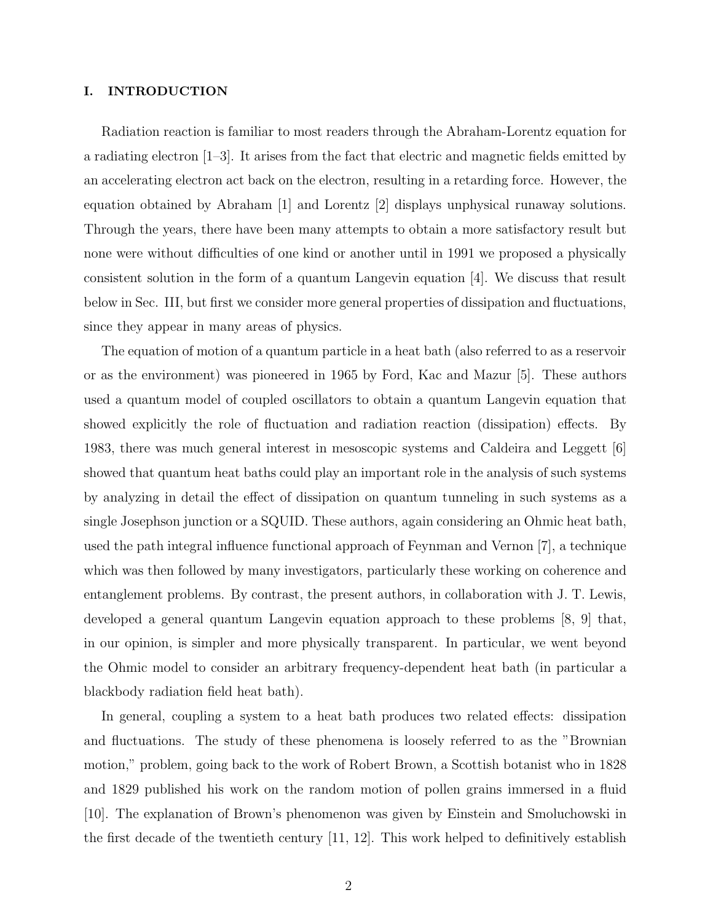## I. INTRODUCTION

Radiation reaction is familiar to most readers through the Abraham-Lorentz equation for a radiating electron [1–3]. It arises from the fact that electric and magnetic fields emitted by an accelerating electron act back on the electron, resulting in a retarding force. However, the equation obtained by Abraham [1] and Lorentz [2] displays unphysical runaway solutions. Through the years, there have been many attempts to obtain a more satisfactory result but none were without difficulties of one kind or another until in 1991 we proposed a physically consistent solution in the form of a quantum Langevin equation [4]. We discuss that result below in Sec. III, but first we consider more general properties of dissipation and fluctuations, since they appear in many areas of physics.

The equation of motion of a quantum particle in a heat bath (also referred to as a reservoir or as the environment) was pioneered in 1965 by Ford, Kac and Mazur [5]. These authors used a quantum model of coupled oscillators to obtain a quantum Langevin equation that showed explicitly the role of fluctuation and radiation reaction (dissipation) effects. By 1983, there was much general interest in mesoscopic systems and Caldeira and Leggett [6] showed that quantum heat baths could play an important role in the analysis of such systems by analyzing in detail the effect of dissipation on quantum tunneling in such systems as a single Josephson junction or a SQUID. These authors, again considering an Ohmic heat bath, used the path integral influence functional approach of Feynman and Vernon [7], a technique which was then followed by many investigators, particularly these working on coherence and entanglement problems. By contrast, the present authors, in collaboration with J. T. Lewis, developed a general quantum Langevin equation approach to these problems [8, 9] that, in our opinion, is simpler and more physically transparent. In particular, we went beyond the Ohmic model to consider an arbitrary frequency-dependent heat bath (in particular a blackbody radiation field heat bath).

In general, coupling a system to a heat bath produces two related effects: dissipation and fluctuations. The study of these phenomena is loosely referred to as the "Brownian motion," problem, going back to the work of Robert Brown, a Scottish botanist who in 1828 and 1829 published his work on the random motion of pollen grains immersed in a fluid [10]. The explanation of Brown's phenomenon was given by Einstein and Smoluchowski in the first decade of the twentieth century [11, 12]. This work helped to definitively establish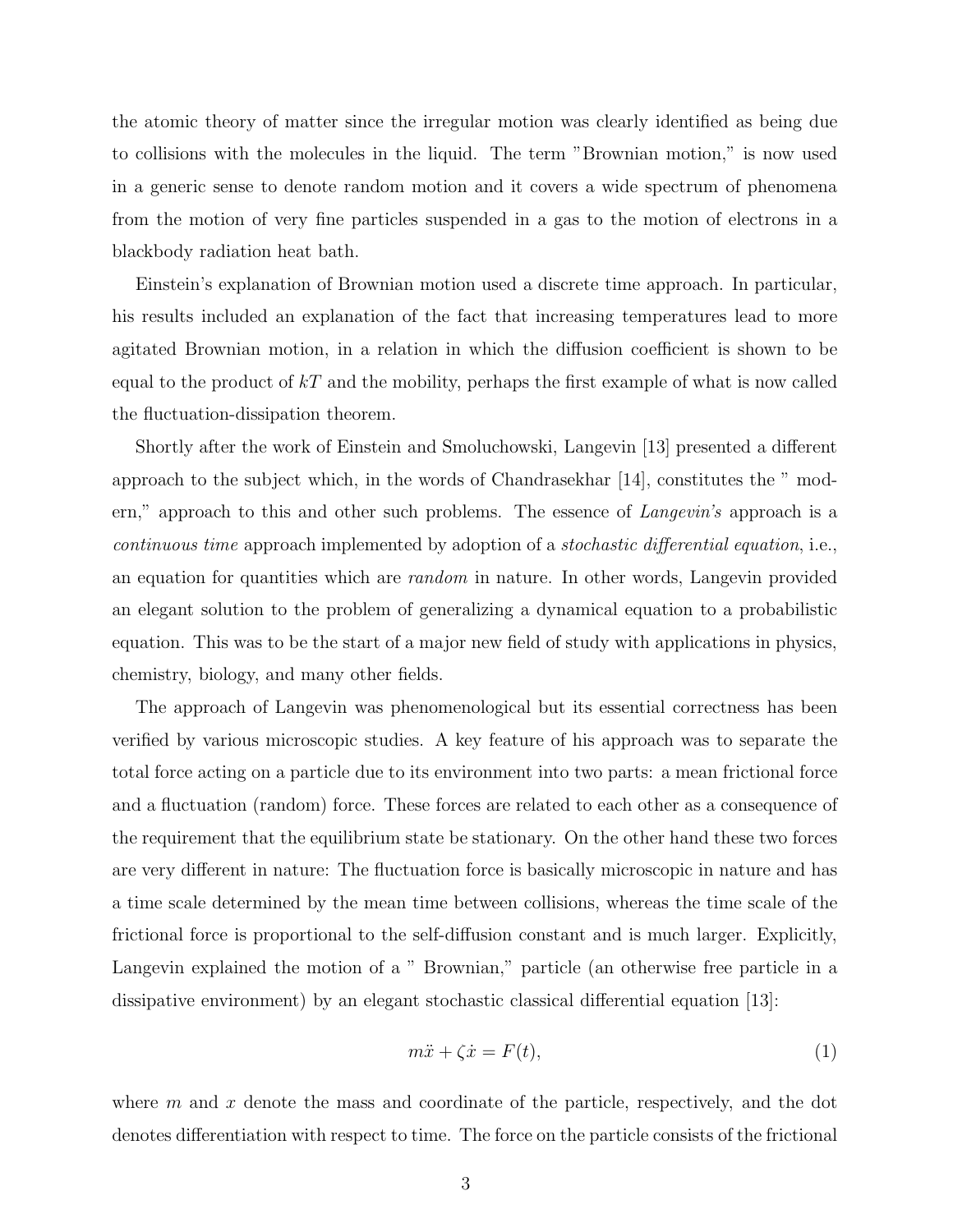the atomic theory of matter since the irregular motion was clearly identified as being due to collisions with the molecules in the liquid. The term "Brownian motion," is now used in a generic sense to denote random motion and it covers a wide spectrum of phenomena from the motion of very fine particles suspended in a gas to the motion of electrons in a blackbody radiation heat bath.

Einstein's explanation of Brownian motion used a discrete time approach. In particular, his results included an explanation of the fact that increasing temperatures lead to more agitated Brownian motion, in a relation in which the diffusion coefficient is shown to be equal to the product of $kT$ and the mobility, perhaps the first example of what is now called the fluctuation-dissipation theorem.

Shortly after the work of Einstein and Smoluchowski, Langevin [13] presented a different approach to the subject which, in the words of Chandrasekhar [14], constitutes the " modern," approach to this and other such problems. The essence of *Langevin's* approach is a *continuous time* approach implemented by adoption of a *stochastic differential equation*, i.e., an equation for quantities which are *random* in nature. In other words, Langevin provided an elegant solution to the problem of generalizing a dynamical equation to a probabilistic equation. This was to be the start of a major new field of study with applications in physics, chemistry, biology, and many other fields.

The approach of Langevin was phenomenological but its essential correctness has been verified by various microscopic studies. A key feature of his approach was to separate the total force acting on a particle due to its environment into two parts: a mean frictional force and a fluctuation (random) force. These forces are related to each other as a consequence of the requirement that the equilibrium state be stationary. On the other hand these two forces are very different in nature: The fluctuation force is basically microscopic in nature and has a time scale determined by the mean time between collisions, whereas the time scale of the frictional force is proportional to the self-diffusion constant and is much larger. Explicitly, Langevin explained the motion of a " Brownian," particle (an otherwise free particle in a dissipative environment) by an elegant stochastic classical differential equation [13]:

$$m\ddot{x} + \zeta\dot{x} = F(t), \tag{1}$$

where $m$ and $x$ denote the mass and coordinate of the particle, respectively, and the dot denotes differentiation with respect to time. The force on the particle consists of the frictional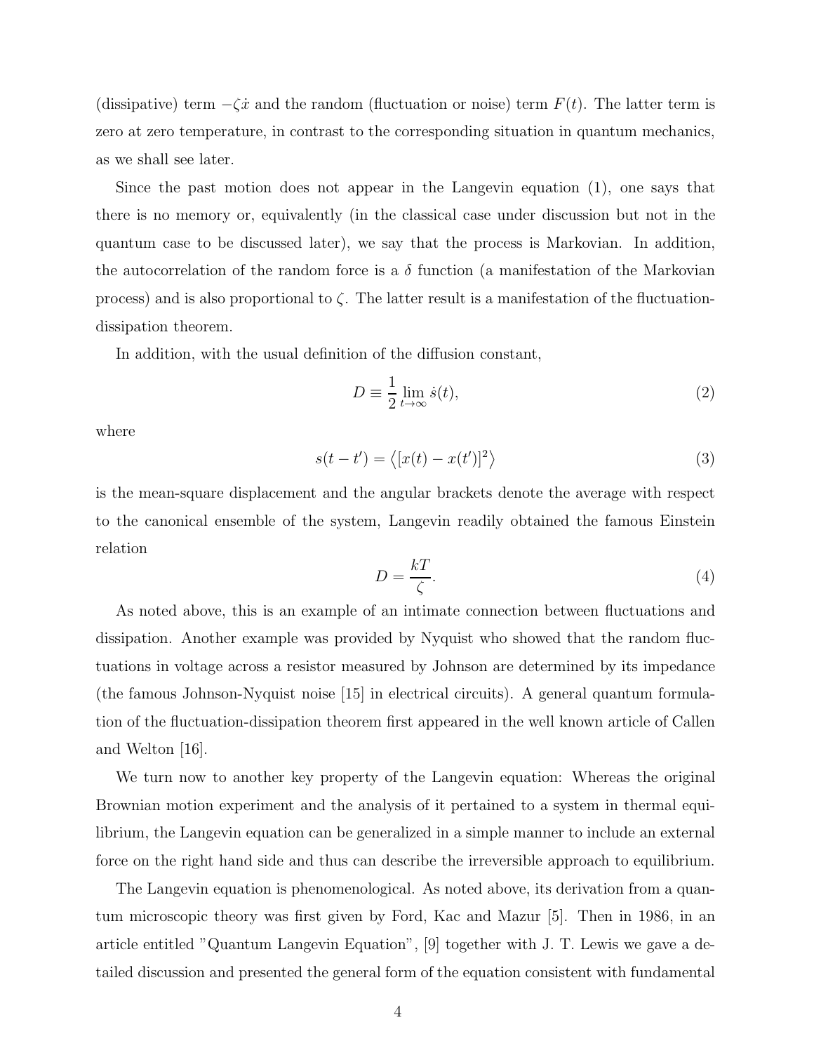(dissipative) term $-\zeta \dot{x}$ and the random (fluctuation or noise) term $F(t)$. The latter term is zero at zero temperature, in contrast to the corresponding situation in quantum mechanics, as we shall see later.

Since the past motion does not appear in the Langevin equation (1), one says that there is no memory or, equivalently (in the classical case under discussion but not in the quantum case to be discussed later), we say that the process is Markovian. In addition, the autocorrelation of the random force is a $\delta$ function (a manifestation of the Markovian process) and is also proportional to $\zeta$. The latter result is a manifestation of the fluctuation-dissipation theorem.

In addition, with the usual definition of the diffusion constant,

$$D \equiv \frac{1}{2} \lim_{t \to \infty} \dot{s}(t), \tag{2}$$

where

$$s(t - t') = \left\langle [x(t) - x(t')]^2 \right\rangle \tag{3}$$

is the mean-square displacement and the angular brackets denote the average with respect to the canonical ensemble of the system, Langevin readily obtained the famous Einstein relation

$$D = \frac{kT}{\zeta}. \tag{4}$$

As noted above, this is an example of an intimate connection between fluctuations and dissipation. Another example was provided by Nyquist who showed that the random fluctuations in voltage across a resistor measured by Johnson are determined by its impedance (the famous Johnson-Nyquist noise [15] in electrical circuits). A general quantum formulation of the fluctuation-dissipation theorem first appeared in the well known article of Callen and Welton [16].

We turn now to another key property of the Langevin equation: Whereas the original Brownian motion experiment and the analysis of it pertained to a system in thermal equilibrium, the Langevin equation can be generalized in a simple manner to include an external force on the right hand side and thus can describe the irreversible approach to equilibrium.

The Langevin equation is phenomenological. As noted above, its derivation from a quantum microscopic theory was first given by Ford, Kac and Mazur [5]. Then in 1986, in an article entitled "Quantum Langevin Equation", [9] together with J. T. Lewis we gave a detailed discussion and presented the general form of the equation consistent with fundamental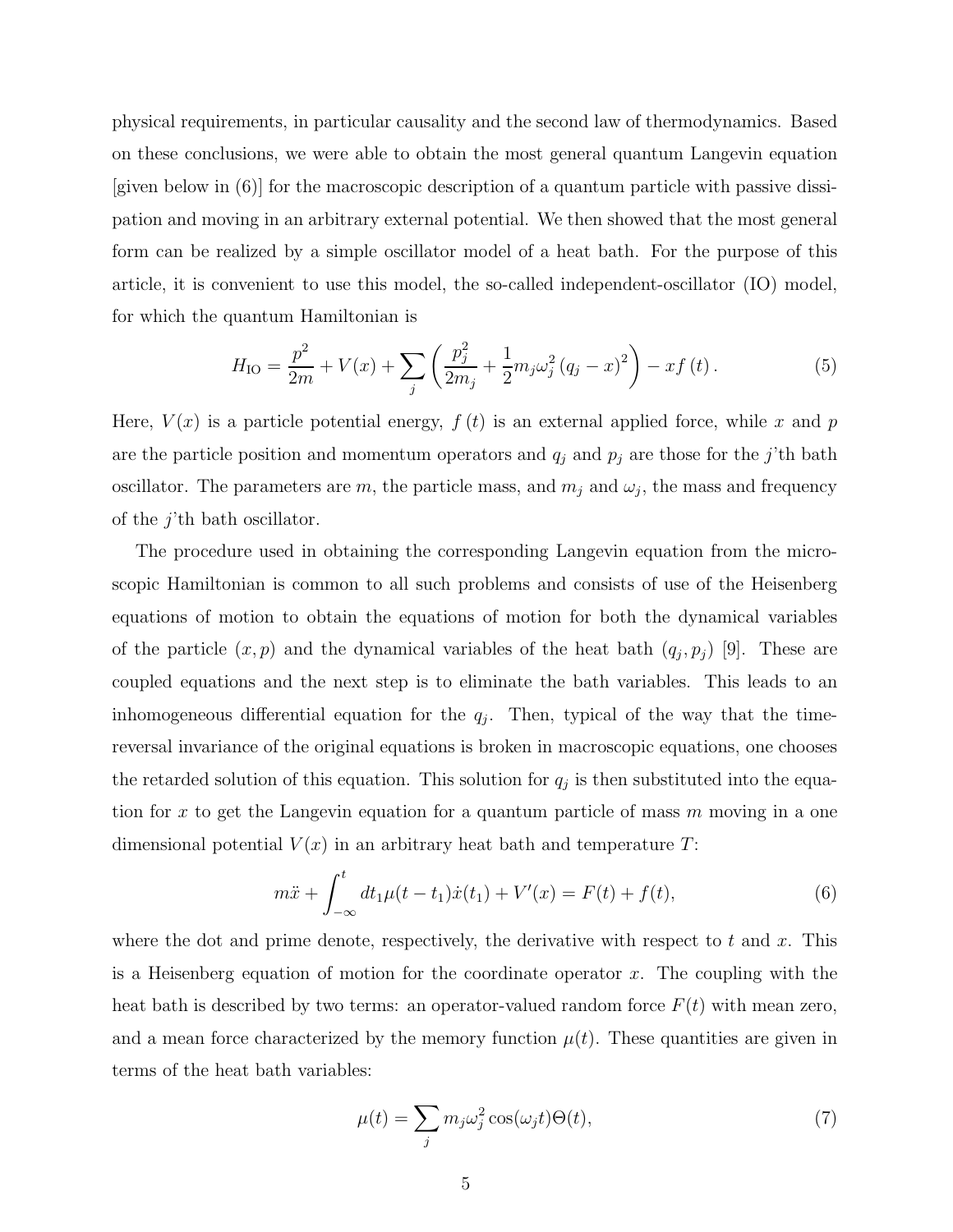physical requirements, in particular causality and the second law of thermodynamics. Based on these conclusions, we were able to obtain the most general quantum Langevin equation [given below in (6)] for the macroscopic description of a quantum particle with passive dissipation and moving in an arbitrary external potential. We then showed that the most general form can be realized by a simple oscillator model of a heat bath. For the purpose of this article, it is convenient to use this model, the so-called independent-oscillator (IO) model, for which the quantum Hamiltonian is

$$H_{\mathrm{IO}} = \frac{p^2}{2m} + V(x) + \sum_j \left( \frac{p_j^2}{2m_j} + \frac{1}{2} m_j \omega_j^2 \left( q_j - x \right)^2 \right) - x f\left(t\right). \tag{5}$$

Here, $V(x)$ is a particle potential energy, $f(t)$ is an external applied force, while $x$ and $p$ are the particle position and momentum operators and $q_j$ and $p_j$ are those for the $j$'th bath oscillator. The parameters are $m$, the particle mass, and $m_j$ and $\omega_j$, the mass and frequency of the $j$'th bath oscillator.

The procedure used in obtaining the corresponding Langevin equation from the microscopic Hamiltonian is common to all such problems and consists of use of the Heisenberg equations of motion to obtain the equations of motion for both the dynamical variables of the particle $(x, p)$ and the dynamical variables of the heat bath $(q_j, p_j)$ [9]. These are coupled equations and the next step is to eliminate the bath variables. This leads to an inhomogeneous differential equation for the $q_j$. Then, typical of the way that the time-reversal invariance of the original equations is broken in macroscopic equations, one chooses the retarded solution of this equation. This solution for $q_j$ is then substituted into the equation for $x$ to get the Langevin equation for a quantum particle of mass $m$ moving in a one dimensional potential $V(x)$ in an arbitrary heat bath and temperature $T$:

$$m\ddot{x} + \int_{-\infty}^{t} dt_1 \mu(t - t_1) \dot{x}(t_1) + V'(x) = F(t) + f(t), \tag{6}$$

where the dot and prime denote, respectively, the derivative with respect to $t$ and $x$. This is a Heisenberg equation of motion for the coordinate operator $x$. The coupling with the heat bath is described by two terms: an operator-valued random force $F(t)$ with mean zero, and a mean force characterized by the memory function $\mu(t)$. These quantities are given in terms of the heat bath variables:

$$\mu(t) = \sum_j m_j \omega_j^2 \cos(\omega_j t) \Theta(t), \tag{7}$$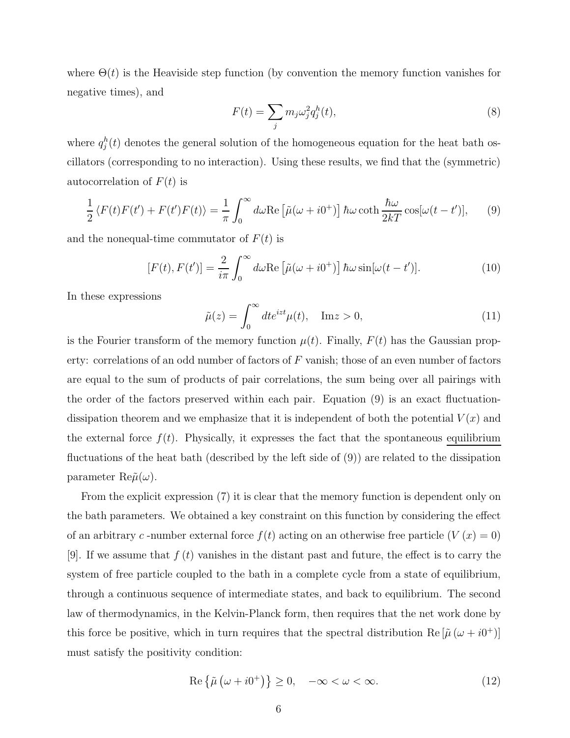where $\Theta(t)$ is the Heaviside step function (by convention the memory function vanishes for negative times), and

$$F(t) = \sum_j m_j \omega_j^2 q_j^h(t), \tag{8}$$

where $q_j^h(t)$ denotes the general solution of the homogeneous equation for the heat bath oscillators (corresponding to no interaction). Using these results, we find that the (symmetric) autocorrelation of $F(t)$ is

$$\frac{1}{2}\left\langle F(t)F(t') + F(t')F(t)\right\rangle = \frac{1}{\pi}\int_0^\infty d\omega \mathrm{Re}\left[\tilde{\mu}(\omega + i0^+)\right]\hbar\omega\coth\frac{\hbar\omega}{2kT}\cos[\omega(t-t')], \tag{9}$$

and the nonequal-time commutator of $F(t)$ is

$$[F(t), F(t')] = \frac{2}{i\pi}\int_0^\infty d\omega \mathrm{Re}\left[\tilde{\mu}(\omega + i0^+)\right]\hbar\omega\sin[\omega(t-t')]. \tag{10}$$

In these expressions

$$\tilde{\mu}(z) = \int_0^\infty dt e^{izt}\mu(t), \quad \mathrm{Im}z > 0, \tag{11}$$

is the Fourier transform of the memory function $\mu(t)$. Finally, $F(t)$ has the Gaussian property: correlations of an odd number of factors of $F$ vanish; those of an even number of factors are equal to the sum of products of pair correlations, the sum being over all pairings with the order of the factors preserved within each pair. Equation (9) is an exact fluctuation-dissipation theorem and we emphasize that it is independent of both the potential $V(x)$ and the external force $f(t)$. Physically, it expresses the fact that the spontaneous equilibrium fluctuations of the heat bath (described by the left side of (9)) are related to the dissipation parameter $\mathrm{Re}\tilde{\mu}(\omega)$.

From the explicit expression (7) it is clear that the memory function is dependent only on the bath parameters. We obtained a key constraint on this function by considering the effect of an arbitrary $c$-number external force $f(t)$ acting on an otherwise free particle ($V(x) = 0$) [9]. If we assume that $f(t)$ vanishes in the distant past and future, the effect is to carry the system of free particle coupled to the bath in a complete cycle from a state of equilibrium, through a continuous sequence of intermediate states, and back to equilibrium. The second law of thermodynamics, in the Kelvin-Planck form, then requires that the net work done by this force be positive, which in turn requires that the spectral distribution $\mathrm{Re}\left[\tilde{\mu}(\omega + i0^+)\right]$ must satisfy the positivity condition:

$$\mathrm{Re}\left\{\tilde{\mu}\left(\omega + i0^+\right)\right\} \geq 0, \quad -\infty < \omega < \infty. \tag{12}$$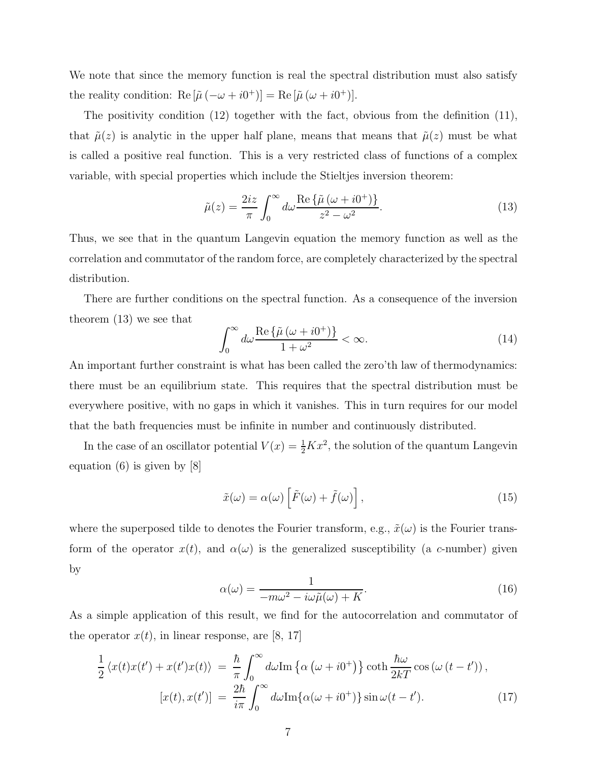We note that since the memory function is real the spectral distribution must also satisfy the reality condition: $\mathrm{Re}\left[\tilde{\mu}\left(-\omega+i0^{+}\right)\right]=\mathrm{Re}\left[\tilde{\mu}\left(\omega+i0^{+}\right)\right]$.

The positivity condition (12) together with the fact, obvious from the definition (11), that $\tilde{\mu}(z)$ is analytic in the upper half plane, means that means that $\tilde{\mu}(z)$ must be what is called a positive real function. This is a very restricted class of functions of a complex variable, with special properties which include the Stieltjes inversion theorem:

$$\tilde{\mu}(z)=\frac{2iz}{\pi}\int_{0}^{\infty}d\omega\frac{\mathrm{Re}\left\{\tilde{\mu}\left(\omega+i0^{+}\right)\right\}}{z^{2}-\omega^{2}}. \tag{13}$$

Thus, we see that in the quantum Langevin equation the memory function as well as the correlation and commutator of the random force, are completely characterized by the spectral distribution.

There are further conditions on the spectral function. As a consequence of the inversion theorem (13) we see that

$$\int_{0}^{\infty}d\omega\frac{\mathrm{Re}\left\{\tilde{\mu}\left(\omega+i0^{+}\right)\right\}}{1+\omega^{2}}<\infty. \tag{14}$$

An important further constraint is what has been called the zero'th law of thermodynamics: there must be an equilibrium state. This requires that the spectral distribution must be everywhere positive, with no gaps in which it vanishes. This in turn requires for our model that the bath frequencies must be infinite in number and continuously distributed.

In the case of an oscillator potential $V(x)=\frac{1}{2}Kx^{2}$, the solution of the quantum Langevin equation (6) is given by [8]

$$\tilde{x}(\omega)=\alpha(\omega)\left[\tilde{F}(\omega)+\tilde{f}(\omega)\right], \tag{15}$$

where the superposed tilde to denotes the Fourier transform, e.g., $\tilde{x}(\omega)$ is the Fourier transform of the operator $x(t)$, and $\alpha(\omega)$ is the generalized susceptibility (a $c$-number) given by

$$\alpha(\omega)=\frac{1}{-m\omega^{2}-i\omega\tilde{\mu}(\omega)+K}. \tag{16}$$

As a simple application of this result, we find for the autocorrelation and commutator of the operator $x(t)$, in linear response, are [8, 17]

$$\begin{aligned}\frac{1}{2}\left\langle x(t)x(t^{\prime})+x(t^{\prime})x(t)\right\rangle &= \frac{\hbar}{\pi}\int_{0}^{\infty}d\omega\mathrm{Im}\left\{\alpha\left(\omega+i0^{+}\right)\right\}\coth\frac{\hbar\omega}{2kT}\cos\left(\omega\left(t-t^{\prime}\right)\right),\\ [x(t),x(t^{\prime})] &= \frac{2\hbar}{i\pi}\int_{0}^{\infty}d\omega\mathrm{Im}\{\alpha(\omega+i0^{+})\}\sin\omega(t-t^{\prime}).\end{aligned} \tag{17}$$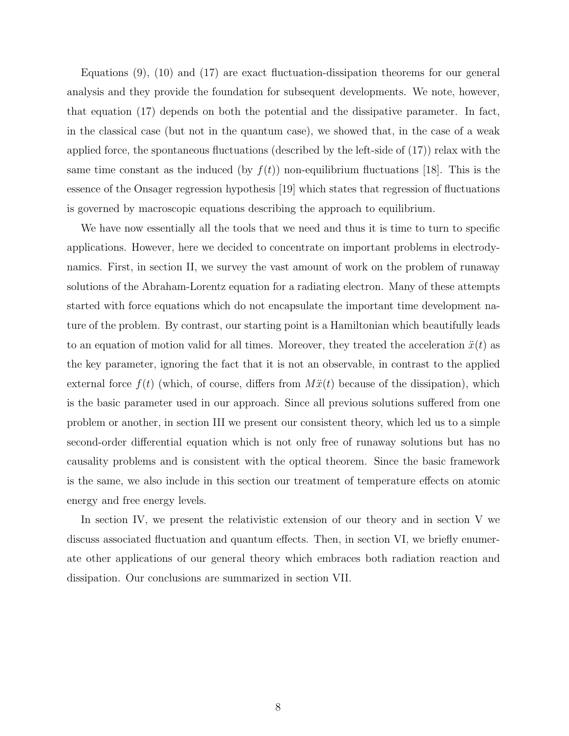Equations (9), (10) and (17) are exact fluctuation-dissipation theorems for our general analysis and they provide the foundation for subsequent developments. We note, however, that equation (17) depends on both the potential and the dissipative parameter. In fact, in the classical case (but not in the quantum case), we showed that, in the case of a weak applied force, the spontaneous fluctuations (described by the left-side of (17)) relax with the same time constant as the induced (by $f(t)$) non-equilibrium fluctuations [18]. This is the essence of the Onsager regression hypothesis [19] which states that regression of fluctuations is governed by macroscopic equations describing the approach to equilibrium.

We have now essentially all the tools that we need and thus it is time to turn to specific applications. However, here we decided to concentrate on important problems in electrodynamics. First, in section II, we survey the vast amount of work on the problem of runaway solutions of the Abraham-Lorentz equation for a radiating electron. Many of these attempts started with force equations which do not encapsulate the important time development nature of the problem. By contrast, our starting point is a Hamiltonian which beautifully leads to an equation of motion valid for all times. Moreover, they treated the acceleration $\ddot{x}(t)$ as the key parameter, ignoring the fact that it is not an observable, in contrast to the applied external force $f(t)$ (which, of course, differs from $M\ddot{x}(t)$ because of the dissipation), which is the basic parameter used in our approach. Since all previous solutions suffered from one problem or another, in section III we present our consistent theory, which led us to a simple second-order differential equation which is not only free of runaway solutions but has no causality problems and is consistent with the optical theorem. Since the basic framework is the same, we also include in this section our treatment of temperature effects on atomic energy and free energy levels.

In section IV, we present the relativistic extension of our theory and in section V we discuss associated fluctuation and quantum effects. Then, in section VI, we briefly enumerate other applications of our general theory which embraces both radiation reaction and dissipation. Our conclusions are summarized in section VII.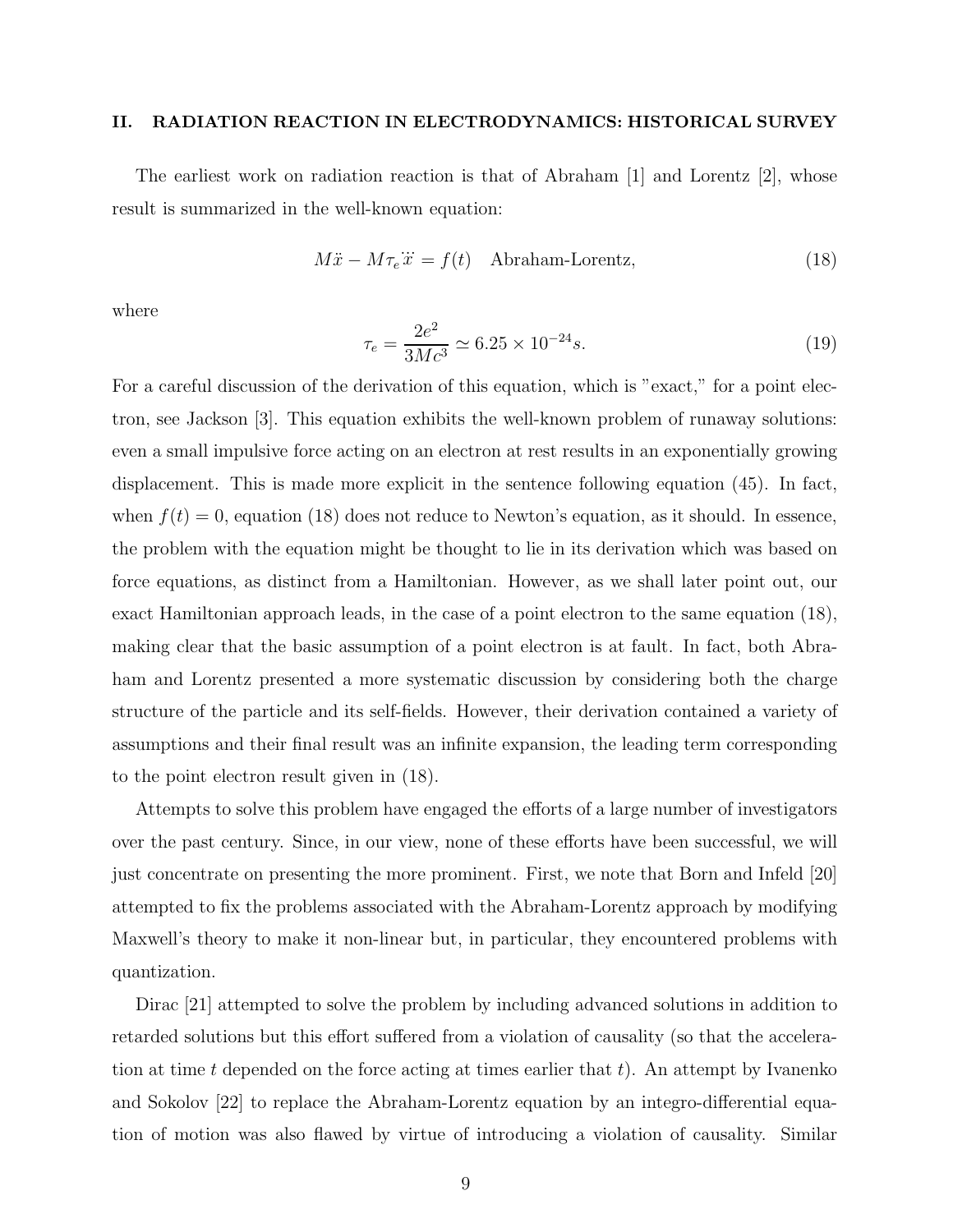## II. RADIATION REACTION IN ELECTRODYNAMICS: HISTORICAL SURVEY

The earliest work on radiation reaction is that of Abraham [1] and Lorentz [2], whose result is summarized in the well-known equation:

$$M\ddot{x} - M\tau_e \dddot{x} = f(t) \quad \text{Abraham-Lorentz,} \tag{18}$$

where

$$\tau_e = \frac{2e^2}{3Mc^3} \simeq 6.25 \times 10^{-24} s. \tag{19}$$

For a careful discussion of the derivation of this equation, which is "exact," for a point electron, see Jackson [3]. This equation exhibits the well-known problem of runaway solutions: even a small impulsive force acting on an electron at rest results in an exponentially growing displacement. This is made more explicit in the sentence following equation (45). In fact, when $f(t) = 0$, equation (18) does not reduce to Newton's equation, as it should. In essence, the problem with the equation might be thought to lie in its derivation which was based on force equations, as distinct from a Hamiltonian. However, as we shall later point out, our exact Hamiltonian approach leads, in the case of a point electron to the same equation (18), making clear that the basic assumption of a point electron is at fault. In fact, both Abraham and Lorentz presented a more systematic discussion by considering both the charge structure of the particle and its self-fields. However, their derivation contained a variety of assumptions and their final result was an infinite expansion, the leading term corresponding to the point electron result given in (18).

Attempts to solve this problem have engaged the efforts of a large number of investigators over the past century. Since, in our view, none of these efforts have been successful, we will just concentrate on presenting the more prominent. First, we note that Born and Infeld [20] attempted to fix the problems associated with the Abraham-Lorentz approach by modifying Maxwell's theory to make it non-linear but, in particular, they encountered problems with quantization.

Dirac [21] attempted to solve the problem by including advanced solutions in addition to retarded solutions but this effort suffered from a violation of causality (so that the acceleration at time $t$ depended on the force acting at times earlier that $t$). An attempt by Ivanenko and Sokolov [22] to replace the Abraham-Lorentz equation by an integro-differential equation of motion was also flawed by virtue of introducing a violation of causality. Similar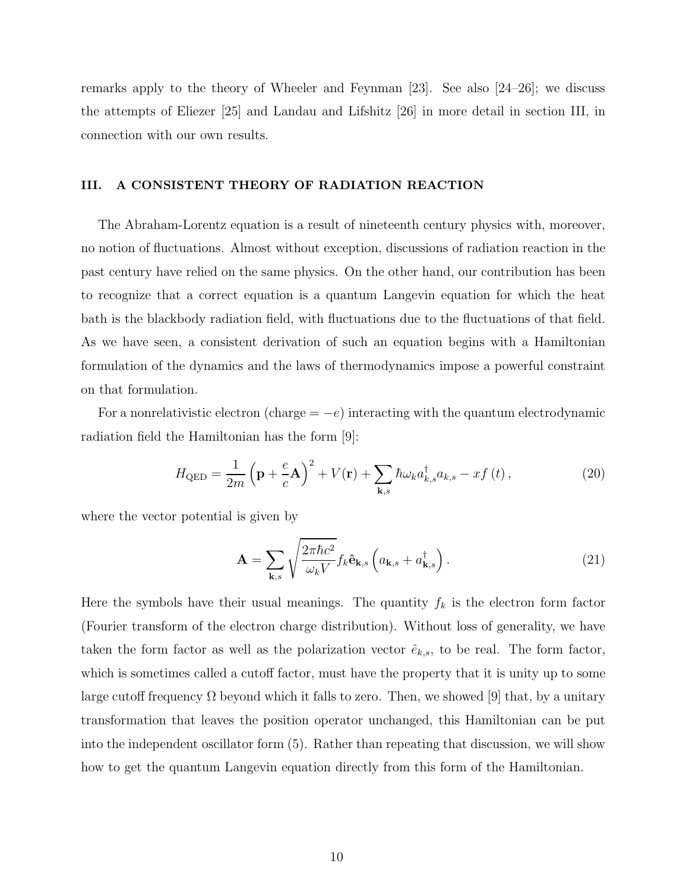remarks apply to the theory of Wheeler and Feynman [23]. See also [24–26]; we discuss the attempts of Eliezer [25] and Landau and Lifshitz [26] in more detail in section III, in connection with our own results.

## III. A CONSISTENT THEORY OF RADIATION REACTION

The Abraham-Lorentz equation is a result of nineteenth century physics with, moreover, no notion of fluctuations. Almost without exception, discussions of radiation reaction in the past century have relied on the same physics. On the other hand, our contribution has been to recognize that a correct equation is a quantum Langevin equation for which the heat bath is the blackbody radiation field, with fluctuations due to the fluctuations of that field. As we have seen, a consistent derivation of such an equation begins with a Hamiltonian formulation of the dynamics and the laws of thermodynamics impose a powerful constraint on that formulation.

For a nonrelativistic electron (charge $= -e$) interacting with the quantum electrodynamic radiation field the Hamiltonian has the form [9]:

$$H_{\mathrm{QED}} = \frac{1}{2m}\left(\mathbf{p} + \frac{e}{c}\mathbf{A}\right)^2 + V(\mathbf{r}) + \sum_{\mathbf{k},s} \hbar\omega_k a_{k,s}^{\dagger} a_{k,s} - xf\left(t\right), \tag{20}$$

where the vector potential is given by

$$\mathbf{A} = \sum_{\mathbf{k},s} \sqrt{\frac{2\pi\hbar c^2}{\omega_k V}} f_k \hat{\mathbf{e}}_{\mathbf{k},s}\left(a_{\mathbf{k},s} + a_{\mathbf{k},s}^{\dagger}\right). \tag{21}$$

Here the symbols have their usual meanings. The quantity $f_k$ is the electron form factor (Fourier transform of the electron charge distribution). Without loss of generality, we have taken the form factor as well as the polarization vector $\hat{e}_{k,s}$, to be real. The form factor, which is sometimes called a cutoff factor, must have the property that it is unity up to some large cutoff frequency $\Omega$ beyond which it falls to zero. Then, we showed [9] that, by a unitary transformation that leaves the position operator unchanged, this Hamiltonian can be put into the independent oscillator form (5). Rather than repeating that discussion, we will show how to get the quantum Langevin equation directly from this form of the Hamiltonian.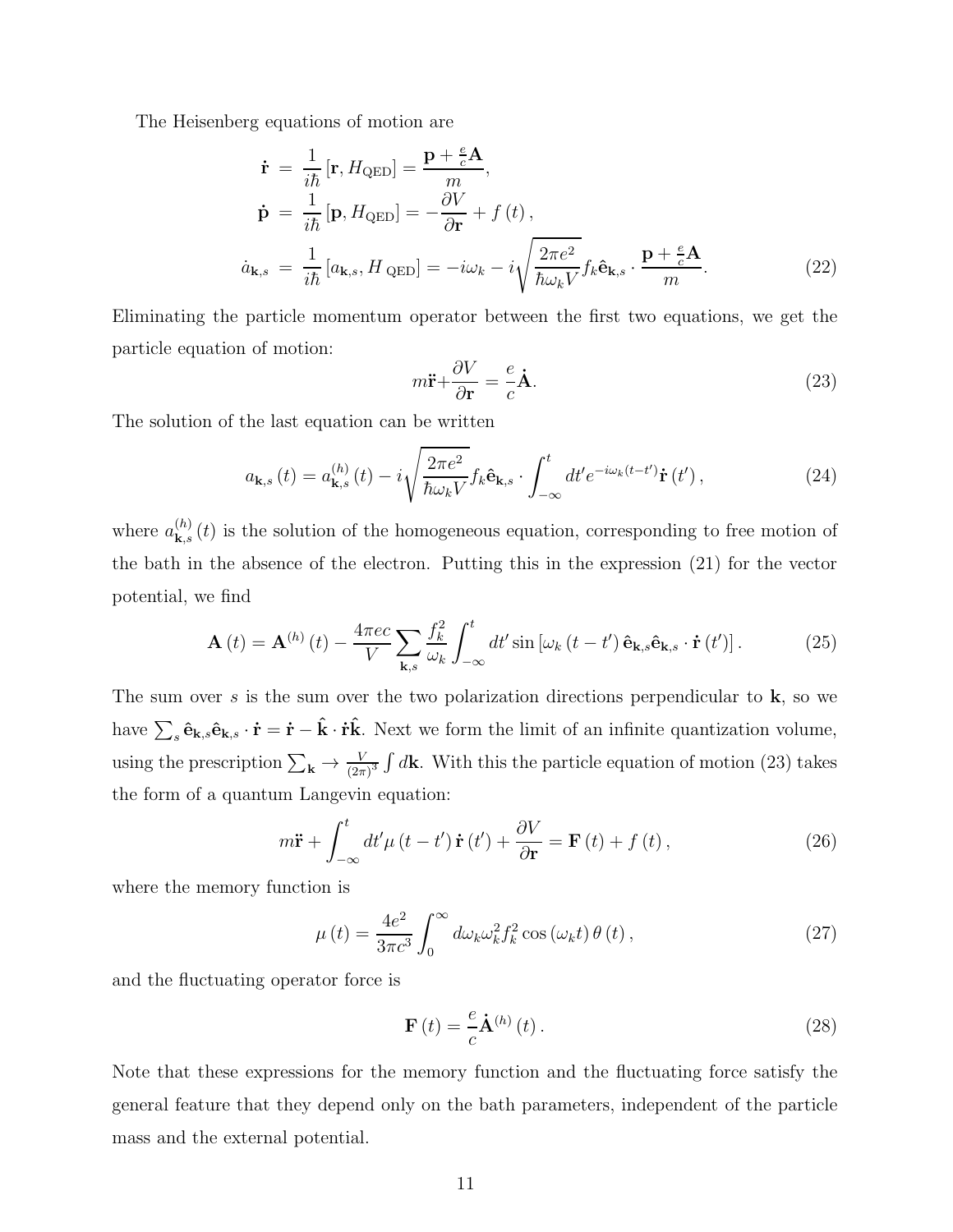The Heisenberg equations of motion are

$$
\begin{aligned}
\dot{\mathbf{r}} &= \frac{1}{i\hbar}\left[\mathbf{r}, H_{\mathrm{QED}}\right] = \frac{\mathbf{p}+\frac{e}{c}\mathbf{A}}{m}, \\
\dot{\mathbf{p}} &= \frac{1}{i\hbar}\left[\mathbf{p}, H_{\mathrm{QED}}\right] = -\frac{\partial V}{\partial \mathbf{r}} + f\left(t\right), \\
\dot{a}_{\mathbf{k},s} &= \frac{1}{i\hbar}\left[a_{\mathbf{k},s}, H_{\ \mathrm{QED}}\right] = -i\omega_k - i\sqrt{\frac{2\pi e^2}{\hbar\omega_k V}} f_k \hat{\mathbf{e}}_{\mathbf{k},s}\cdot\frac{\mathbf{p}+\frac{e}{c}\mathbf{A}}{m}.
\end{aligned}
\tag{22}
$$

Eliminating the particle momentum operator between the first two equations, we get the particle equation of motion:

$$
m\ddot{\mathbf{r}} + \frac{\partial V}{\partial \mathbf{r}} = \frac{e}{c}\dot{\mathbf{A}}. \tag{23}
$$

The solution of the last equation can be written

$$
a_{\mathbf{k},s}\left(t\right) = a_{\mathbf{k},s}^{(h)}\left(t\right) - i\sqrt{\frac{2\pi e^2}{\hbar\omega_k V}} f_k \hat{\mathbf{e}}_{\mathbf{k},s}\cdot\int_{-\infty}^{t} dt' e^{-i\omega_k(t-t')}\dot{\mathbf{r}}\left(t'\right), \tag{24}
$$

where $a_{\mathbf{k},s}^{(h)}\left(t\right)$ is the solution of the homogeneous equation, corresponding to free motion of the bath in the absence of the electron. Putting this in the expression (21) for the vector potential, we find

$$
\mathbf{A}\left(t\right) = \mathbf{A}^{(h)}\left(t\right) - \frac{4\pi e c}{V}\sum_{\mathbf{k},s}\frac{f_k^2}{\omega_k}\int_{-\infty}^{t} dt' \sin\left[\omega_k\left(t-t'\right)\hat{\mathbf{e}}_{\mathbf{k},s}\hat{\mathbf{e}}_{\mathbf{k},s}\cdot\dot{\mathbf{r}}\left(t'\right)\right]. \tag{25}
$$

The sum over $s$ is the sum over the two polarization directions perpendicular to $\mathbf{k}$, so we have $\sum_s \hat{\mathbf{e}}_{\mathbf{k},s}\hat{\mathbf{e}}_{\mathbf{k},s}\cdot\dot{\mathbf{r}} = \dot{\mathbf{r}} - \hat{\mathbf{k}}\cdot\dot{\mathbf{r}}\hat{\mathbf{k}}$. Next we form the limit of an infinite quantization volume, using the prescription $\sum_{\mathbf{k}} \rightarrow \frac{V}{(2\pi)^3}\int d\mathbf{k}$. With this the particle equation of motion (23) takes the form of a quantum Langevin equation:

$$
m\ddot{\mathbf{r}} + \int_{-\infty}^{t} dt' \mu\left(t-t'\right)\dot{\mathbf{r}}\left(t'\right) + \frac{\partial V}{\partial \mathbf{r}} = \mathbf{F}\left(t\right) + f\left(t\right), \tag{26}
$$

where the memory function is

$$
\mu\left(t\right) = \frac{4e^2}{3\pi c^3}\int_0^\infty d\omega_k \omega_k^2 f_k^2 \cos\left(\omega_k t\right)\theta\left(t\right), \tag{27}
$$

and the fluctuating operator force is

$$
\mathbf{F}\left(t\right) = \frac{e}{c}\dot{\mathbf{A}}^{(h)}\left(t\right). \tag{28}
$$

Note that these expressions for the memory function and the fluctuating force satisfy the general feature that they depend only on the bath parameters, independent of the particle mass and the external potential.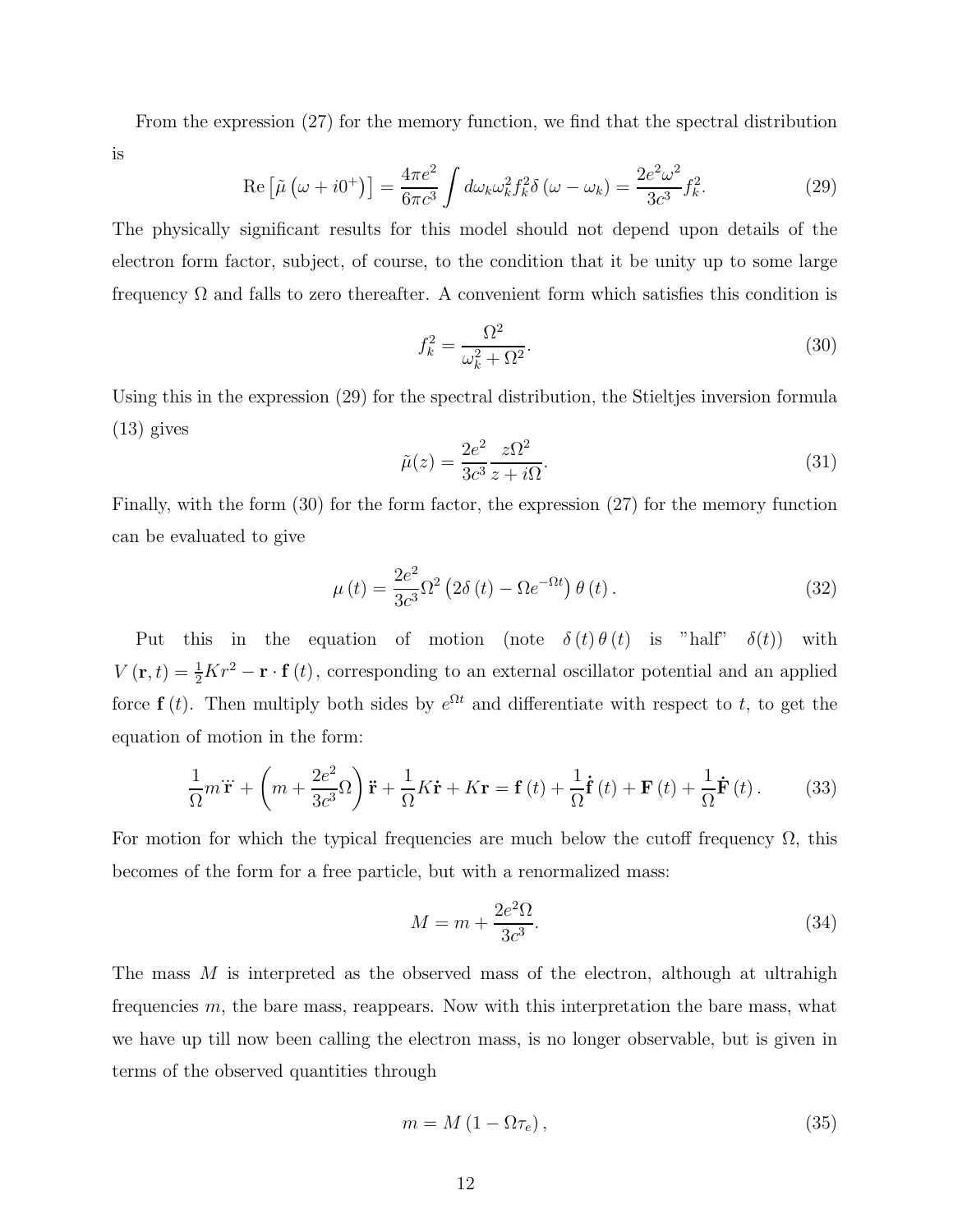From the expression (27) for the memory function, we find that the spectral distribution is

$$\mathrm{Re}\left[\tilde{\mu}\left(\omega+i0^{+}\right)\right]=\frac{4\pi e^{2}}{6\pi c^{3}}\int d\omega_{k}\omega_{k}^{2}f_{k}^{2}\delta\left(\omega-\omega_{k}\right)=\frac{2e^{2}\omega^{2}}{3c^{3}}f_{k}^{2}. \tag{29}$$

The physically significant results for this model should not depend upon details of the electron form factor, subject, of course, to the condition that it be unity up to some large frequency $\Omega$ and falls to zero thereafter. A convenient form which satisfies this condition is

$$f_{k}^{2}=\frac{\Omega^{2}}{\omega_{k}^{2}+\Omega^{2}}. \tag{30}$$

Using this in the expression (29) for the spectral distribution, the Stieltjes inversion formula (13) gives

$$\tilde{\mu}(z)=\frac{2e^{2}}{3c^{3}}\frac{z\Omega^{2}}{z+i\Omega}. \tag{31}$$

Finally, with the form (30) for the form factor, the expression (27) for the memory function can be evaluated to give

$$\mu\left(t\right)=\frac{2e^{2}}{3c^{3}}\Omega^{2}\left(2\delta\left(t\right)-\Omega e^{-\Omega t}\right)\theta\left(t\right). \tag{32}$$

Put this in the equation of motion (note $\delta\left(t\right)\theta\left(t\right)$ is "half" $\delta(t)$) with $V\left(\mathbf{r},t\right)=\frac{1}{2}Kr^{2}-\mathbf{r}\cdot\mathbf{f}\left(t\right)$, corresponding to an external oscillator potential and an applied force $\mathbf{f}\left(t\right)$. Then multiply both sides by $e^{\Omega t}$ and differentiate with respect to $t$, to get the equation of motion in the form:

$$\frac{1}{\Omega}m\dddot{\mathbf{r}}+\left(m+\frac{2e^{2}}{3c^{3}}\Omega\right)\ddot{\mathbf{r}}+\frac{1}{\Omega}K\dot{\mathbf{r}}+K\mathbf{r}=\mathbf{f}\left(t\right)+\frac{1}{\Omega}\dot{\mathbf{f}}\left(t\right)+\mathbf{F}\left(t\right)+\frac{1}{\Omega}\dot{\mathbf{F}}\left(t\right). \tag{33}$$

For motion for which the typical frequencies are much below the cutoff frequency $\Omega$, this becomes of the form for a free particle, but with a renormalized mass:

$$M=m+\frac{2e^{2}\Omega}{3c^{3}}. \tag{34}$$

The mass $M$ is interpreted as the observed mass of the electron, although at ultrahigh frequencies $m$, the bare mass, reappears. Now with this interpretation the bare mass, what we have up till now been calling the electron mass, is no longer observable, but is given in terms of the observed quantities through

$$m=M\left(1-\Omega\tau_{e}\right), \tag{35}$$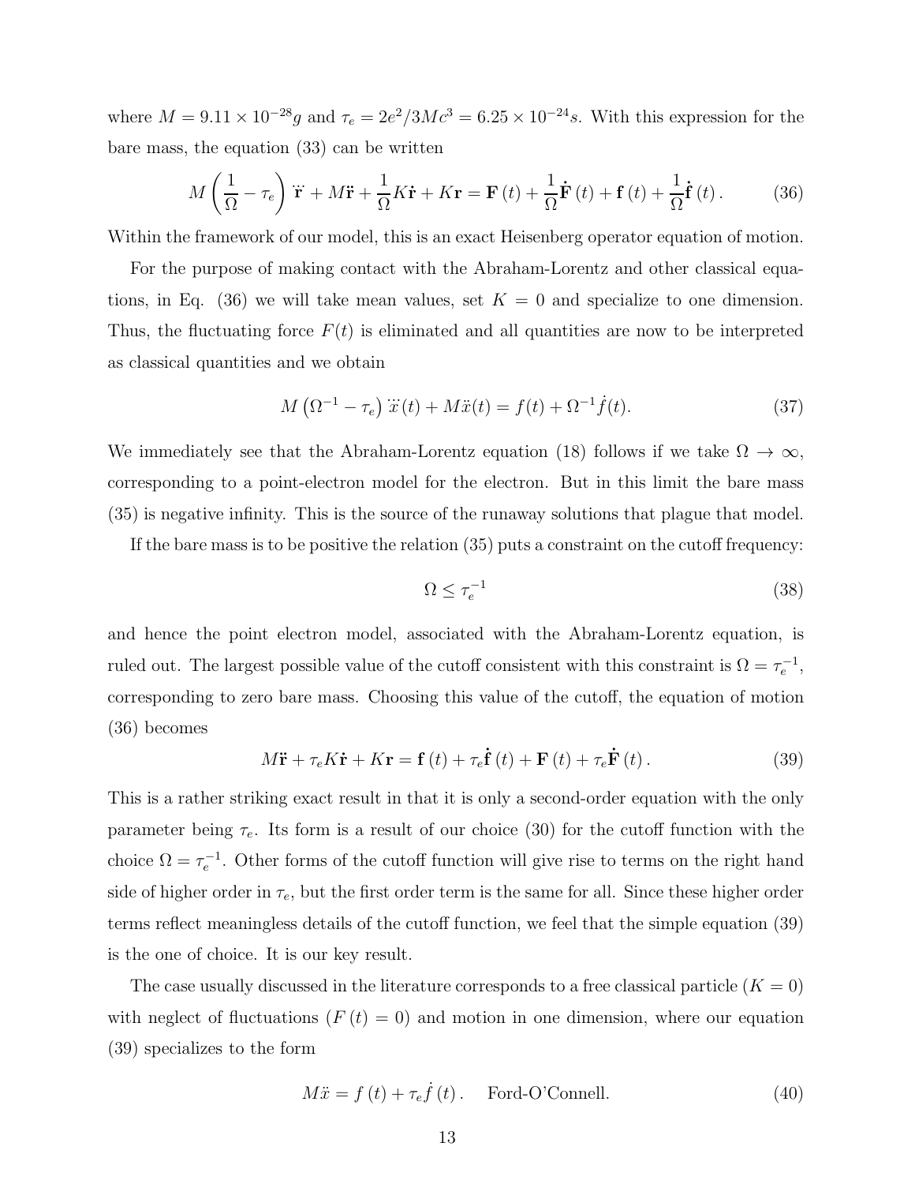where $M = 9.11 \times 10^{-28} g$ and $\tau_e = 2e^2/3Mc^3 = 6.25 \times 10^{-24} s$. With this expression for the bare mass, the equation (33) can be written

$$M\left(\frac{1}{\Omega} - \tau_e\right)\dddot{\mathbf{r}} + M\ddot{\mathbf{r}} + \frac{1}{\Omega}K\dot{\mathbf{r}} + K\mathbf{r} = \mathbf{F}(t) + \frac{1}{\Omega}\dot{\mathbf{F}}(t) + \mathbf{f}(t) + \frac{1}{\Omega}\dot{\mathbf{f}}(t). \tag{36}$$

Within the framework of our model, this is an exact Heisenberg operator equation of motion.

For the purpose of making contact with the Abraham-Lorentz and other classical equations, in Eq. (36) we will take mean values, set $K = 0$ and specialize to one dimension. Thus, the fluctuating force $F(t)$ is eliminated and all quantities are now to be interpreted as classical quantities and we obtain

$$M\left(\Omega^{-1} - \tau_e\right)\dddot{x}(t) + M\ddot{x}(t) = f(t) + \Omega^{-1}\dot{f}(t). \tag{37}$$

We immediately see that the Abraham-Lorentz equation (18) follows if we take $\Omega \to \infty$, corresponding to a point-electron model for the electron. But in this limit the bare mass (35) is negative infinity. This is the source of the runaway solutions that plague that model.

If the bare mass is to be positive the relation (35) puts a constraint on the cutoff frequency:

$$\Omega \leq \tau_e^{-1} \tag{38}$$

and hence the point electron model, associated with the Abraham-Lorentz equation, is ruled out. The largest possible value of the cutoff consistent with this constraint is $\Omega = \tau_e^{-1}$, corresponding to zero bare mass. Choosing this value of the cutoff, the equation of motion (36) becomes

$$M\ddot{\mathbf{r}} + \tau_e K\dot{\mathbf{r}} + K\mathbf{r} = \mathbf{f}(t) + \tau_e\dot{\mathbf{f}}(t) + \mathbf{F}(t) + \tau_e\dot{\mathbf{F}}(t). \tag{39}$$

This is a rather striking exact result in that it is only a second-order equation with the only parameter being $\tau_e$. Its form is a result of our choice (30) for the cutoff function with the choice $\Omega = \tau_e^{-1}$. Other forms of the cutoff function will give rise to terms on the right hand side of higher order in $\tau_e$, but the first order term is the same for all. Since these higher order terms reflect meaningless details of the cutoff function, we feel that the simple equation (39) is the one of choice. It is our key result.

The case usually discussed in the literature corresponds to a free classical particle ($K = 0$) with neglect of fluctuations ($F(t) = 0$) and motion in one dimension, where our equation (39) specializes to the form

$$M\ddot{x} = f(t) + \tau_e\dot{f}(t). \quad \text{Ford-O'Connell.} \tag{40}$$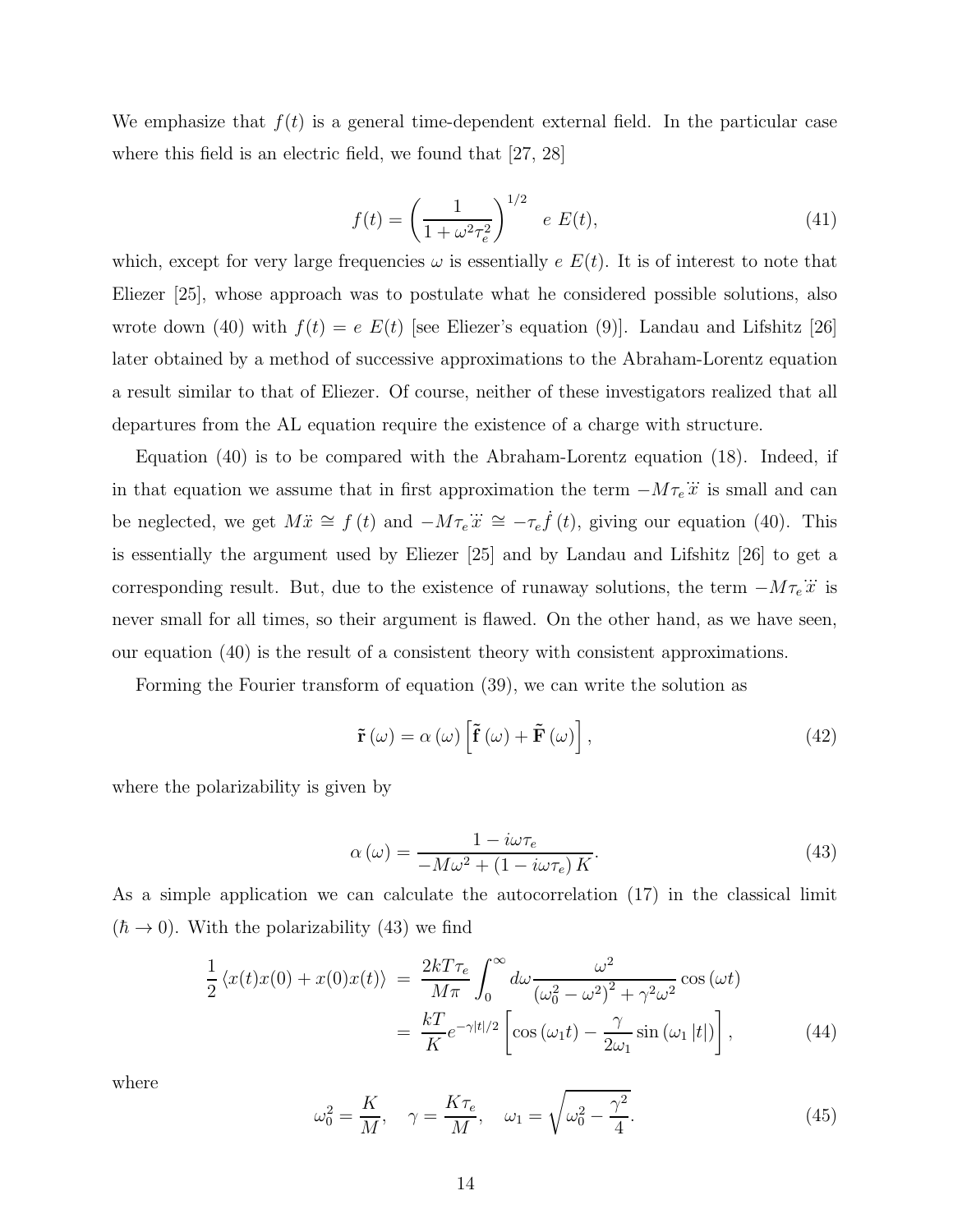We emphasize that $f(t)$ is a general time-dependent external field. In the particular case where this field is an electric field, we found that [27, 28]

$$f(t) = \left(\frac{1}{1+\omega^2\tau_e^2}\right)^{1/2} \quad e\ E(t), \tag{41}$$

which, except for very large frequencies $\omega$ is essentially $e\ E(t)$. It is of interest to note that Eliezer [25], whose approach was to postulate what he considered possible solutions, also wrote down (40) with $f(t) = e\ E(t)$ [see Eliezer's equation (9)]. Landau and Lifshitz [26] later obtained by a method of successive approximations to the Abraham-Lorentz equation a result similar to that of Eliezer. Of course, neither of these investigators realized that all departures from the AL equation require the existence of a charge with structure.

Equation (40) is to be compared with the Abraham-Lorentz equation (18). Indeed, if in that equation we assume that in first approximation the term $-M\tau_e\dddot{x}$ is small and can be neglected, we get $M\ddot{x} \cong f(t)$ and $-M\tau_e\dddot{x} \cong -\tau_e\dot{f}(t)$, giving our equation (40). This is essentially the argument used by Eliezer [25] and by Landau and Lifshitz [26] to get a corresponding result. But, due to the existence of runaway solutions, the term $-M\tau_e\dddot{x}$ is never small for all times, so their argument is flawed. On the other hand, as we have seen, our equation (40) is the result of a consistent theory with consistent approximations.

Forming the Fourier transform of equation (39), we can write the solution as

$$\tilde{\mathbf{r}}(\omega) = \alpha(\omega)\left[\tilde{\mathbf{f}}(\omega) + \tilde{\mathbf{F}}(\omega)\right], \tag{42}$$

where the polarizability is given by

$$\alpha(\omega) = \frac{1 - i\omega\tau_e}{-M\omega^2 + (1 - i\omega\tau_e)K}. \tag{43}$$

As a simple application we can calculate the autocorrelation (17) in the classical limit ($\hbar \to 0$). With the polarizability (43) we find

$$\begin{aligned}\frac{1}{2}\langle x(t)x(0) + x(0)x(t)\rangle &= \frac{2kT\tau_e}{M\pi}\int_0^\infty d\omega \frac{\omega^2}{\left(\omega_0^2 - \omega^2\right)^2 + \gamma^2\omega^2}\cos(\omega t) \\ &= \frac{kT}{K}e^{-\gamma|t|/2}\left[\cos(\omega_1 t) - \frac{\gamma}{2\omega_1}\sin(\omega_1|t|)\right],\end{aligned} \tag{44}$$

where

$$\omega_0^2 = \frac{K}{M}, \quad \gamma = \frac{K\tau_e}{M}, \quad \omega_1 = \sqrt{\omega_0^2 - \frac{\gamma^2}{4}}. \tag{45}$$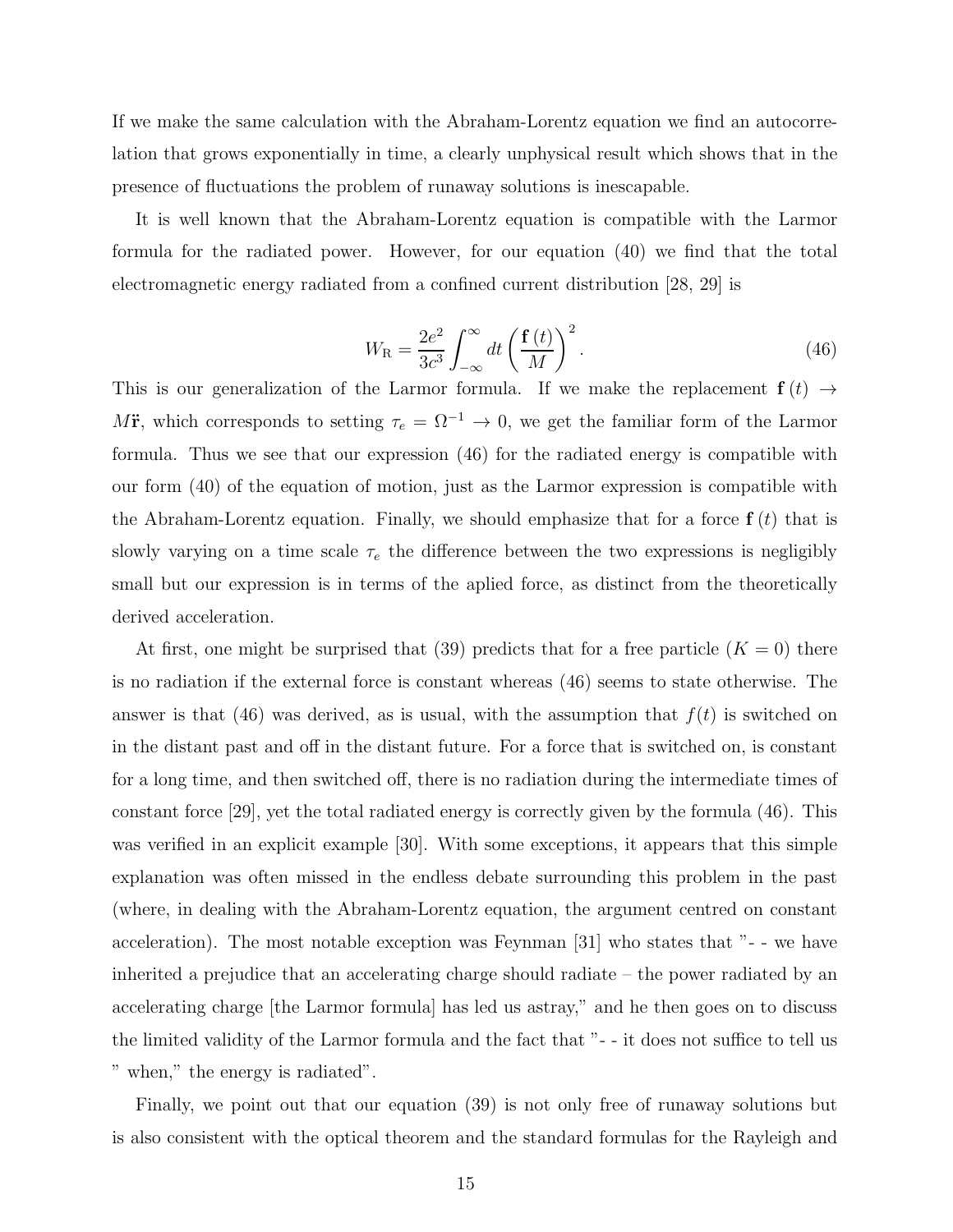If we make the same calculation with the Abraham-Lorentz equation we find an autocorrelation that grows exponentially in time, a clearly unphysical result which shows that in the presence of fluctuations the problem of runaway solutions is inescapable.

It is well known that the Abraham-Lorentz equation is compatible with the Larmor formula for the radiated power. However, for our equation (40) we find that the total electromagnetic energy radiated from a confined current distribution [28, 29] is

$$W_{\mathrm{R}} = \frac{2e^2}{3c^3} \int_{-\infty}^{\infty} dt \left( \frac{\mathbf{f}\,(t)}{M} \right)^2 . \tag{46}$$

This is our generalization of the Larmor formula. If we make the replacement $\mathbf{f}\,(t) \rightarrow M\ddot{\mathbf{r}}$, which corresponds to setting $\tau_e = \Omega^{-1} \rightarrow 0$, we get the familiar form of the Larmor formula. Thus we see that our expression (46) for the radiated energy is compatible with our form (40) of the equation of motion, just as the Larmor expression is compatible with the Abraham-Lorentz equation. Finally, we should emphasize that for a force $\mathbf{f}\,(t)$ that is slowly varying on a time scale $\tau_e$ the difference between the two expressions is negligibly small but our expression is in terms of the aplied force, as distinct from the theoretically derived acceleration.

At first, one might be surprised that (39) predicts that for a free particle ($K = 0$) there is no radiation if the external force is constant whereas (46) seems to state otherwise. The answer is that (46) was derived, as is usual, with the assumption that $f(t)$ is switched on in the distant past and off in the distant future. For a force that is switched on, is constant for a long time, and then switched off, there is no radiation during the intermediate times of constant force [29], yet the total radiated energy is correctly given by the formula (46). This was verified in an explicit example [30]. With some exceptions, it appears that this simple explanation was often missed in the endless debate surrounding this problem in the past (where, in dealing with the Abraham-Lorentz equation, the argument centred on constant acceleration). The most notable exception was Feynman [31] who states that "- - we have inherited a prejudice that an accelerating charge should radiate – the power radiated by an accelerating charge [the Larmor formula] has led us astray," and he then goes on to discuss the limited validity of the Larmor formula and the fact that "- - it does not suffice to tell us " when," the energy is radiated".

Finally, we point out that our equation (39) is not only free of runaway solutions but is also consistent with the optical theorem and the standard formulas for the Rayleigh and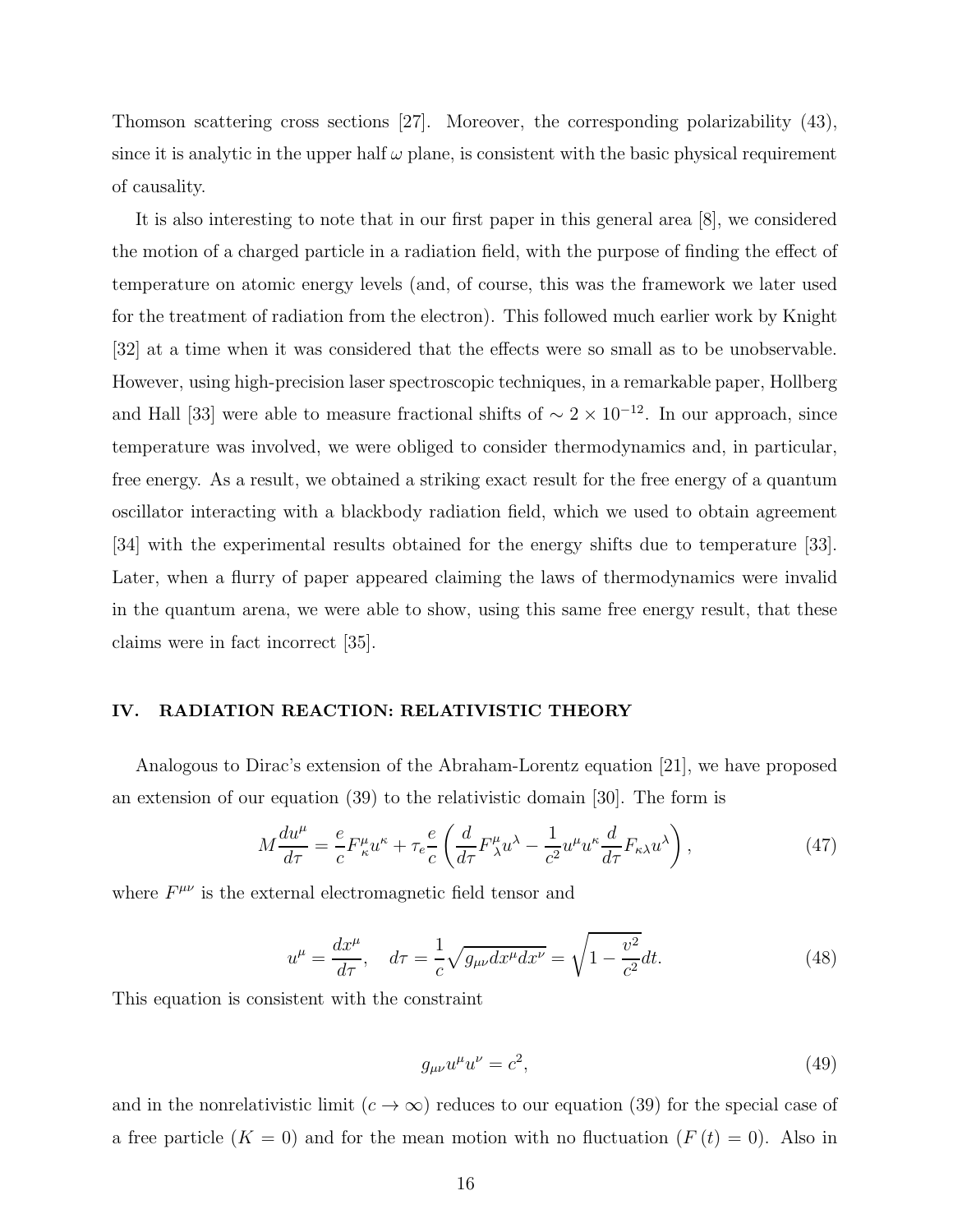Thomson scattering cross sections [27]. Moreover, the corresponding polarizability (43), since it is analytic in the upper half $\omega$ plane, is consistent with the basic physical requirement of causality.

It is also interesting to note that in our first paper in this general area [8], we considered the motion of a charged particle in a radiation field, with the purpose of finding the effect of temperature on atomic energy levels (and, of course, this was the framework we later used for the treatment of radiation from the electron). This followed much earlier work by Knight [32] at a time when it was considered that the effects were so small as to be unobservable. However, using high-precision laser spectroscopic techniques, in a remarkable paper, Hollberg and Hall [33] were able to measure fractional shifts of $\sim 2 \times 10^{-12}$. In our approach, since temperature was involved, we were obliged to consider thermodynamics and, in particular, free energy. As a result, we obtained a striking exact result for the free energy of a quantum oscillator interacting with a blackbody radiation field, which we used to obtain agreement [34] with the experimental results obtained for the energy shifts due to temperature [33]. Later, when a flurry of paper appeared claiming the laws of thermodynamics were invalid in the quantum arena, we were able to show, using this same free energy result, that these claims were in fact incorrect [35].

## IV. RADIATION REACTION: RELATIVISTIC THEORY

Analogous to Dirac's extension of the Abraham-Lorentz equation [21], we have proposed an extension of our equation (39) to the relativistic domain [30]. The form is

$$M\frac{du^{\mu}}{d\tau} = \frac{e}{c}F^{\mu}_{\ \kappa}u^{\kappa} + \tau_e\frac{e}{c}\left(\frac{d}{d\tau}F^{\mu}_{\ \lambda}u^{\lambda} - \frac{1}{c^2}u^{\mu}u^{\kappa}\frac{d}{d\tau}F_{\kappa\lambda}u^{\lambda}\right), \tag{47}$$

where $F^{\mu\nu}$ is the external electromagnetic field tensor and

$$u^{\mu} = \frac{dx^{\mu}}{d\tau}, \quad d\tau = \frac{1}{c}\sqrt{g_{\mu\nu}dx^{\mu}dx^{\nu}} = \sqrt{1-\frac{v^2}{c^2}}dt. \tag{48}$$

This equation is consistent with the constraint

$$g_{\mu\nu}u^{\mu}u^{\nu} = c^2, \tag{49}$$

and in the nonrelativistic limit ($c \to \infty$) reduces to our equation (39) for the special case of a free particle ($K = 0$) and for the mean motion with no fluctuation ($F(t) = 0$). Also in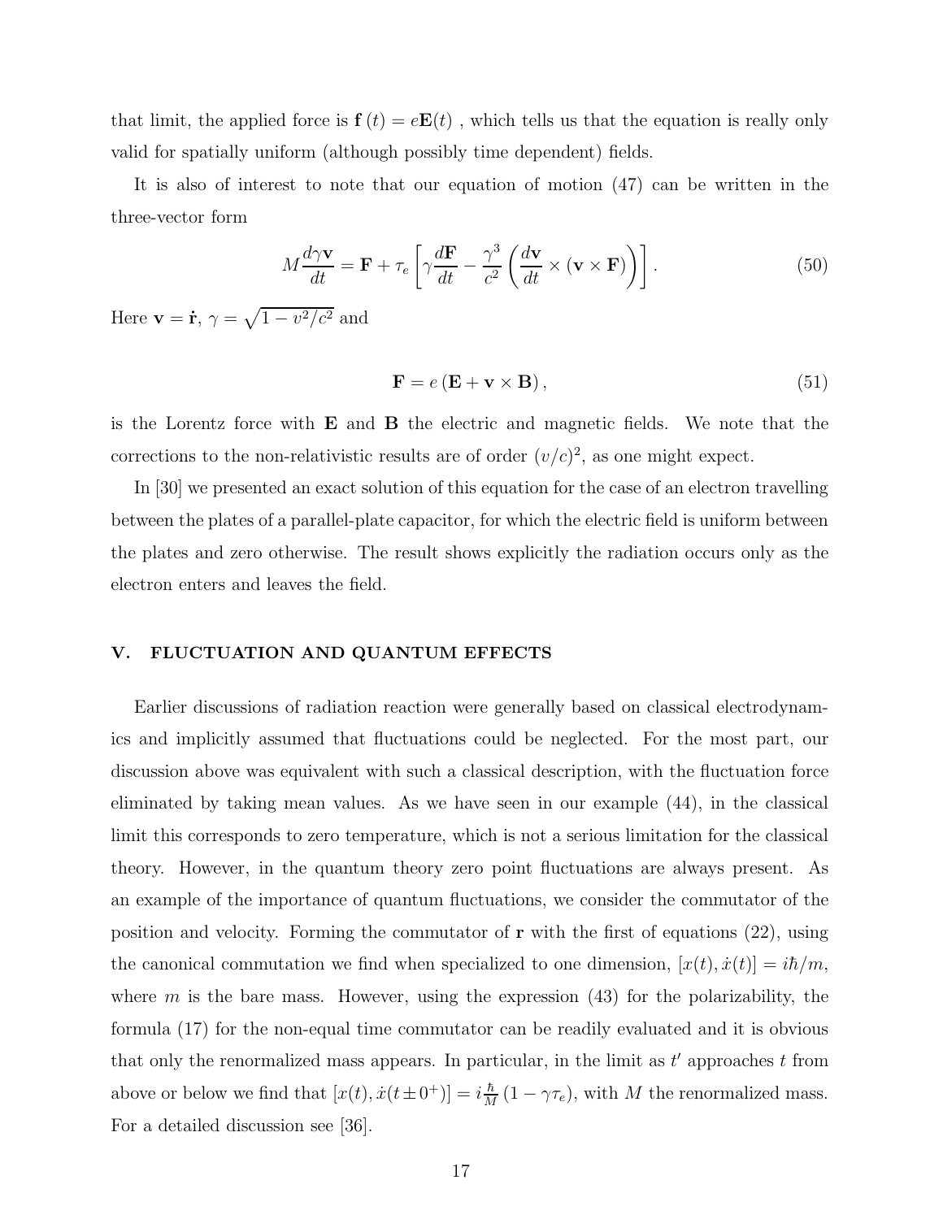that limit, the applied force is $\mathbf{f}(t) = e\mathbf{E}(t)$ , which tells us that the equation is really only valid for spatially uniform (although possibly time dependent) fields.

It is also of interest to note that our equation of motion (47) can be written in the three-vector form

$$M\frac{d\gamma\mathbf{v}}{dt} = \mathbf{F} + \tau_e\left[\gamma\frac{d\mathbf{F}}{dt} - \frac{\gamma^3}{c^2}\left(\frac{d\mathbf{v}}{dt}\times(\mathbf{v}\times\mathbf{F})\right)\right]. \tag{50}$$

Here $\mathbf{v} = \dot{\mathbf{r}}$, $\gamma = \sqrt{1 - v^2/c^2}$ and

$$\mathbf{F} = e\left(\mathbf{E} + \mathbf{v}\times\mathbf{B}\right), \tag{51}$$

is the Lorentz force with $\mathbf{E}$ and $\mathbf{B}$ the electric and magnetic fields. We note that the corrections to the non-relativistic results are of order $(v/c)^2$, as one might expect.

In [30] we presented an exact solution of this equation for the case of an electron travelling between the plates of a parallel-plate capacitor, for which the electric field is uniform between the plates and zero otherwise. The result shows explicitly the radiation occurs only as the electron enters and leaves the field.

## V. FLUCTUATION AND QUANTUM EFFECTS

Earlier discussions of radiation reaction were generally based on classical electrodynamics and implicitly assumed that fluctuations could be neglected. For the most part, our discussion above was equivalent with such a classical description, with the fluctuation force eliminated by taking mean values. As we have seen in our example (44), in the classical limit this corresponds to zero temperature, which is not a serious limitation for the classical theory. However, in the quantum theory zero point fluctuations are always present. As an example of the importance of quantum fluctuations, we consider the commutator of the position and velocity. Forming the commutator of $\mathbf{r}$ with the first of equations (22), using the canonical commutation we find when specialized to one dimension, $[x(t), \dot{x}(t)] = i\hbar/m$, where $m$ is the bare mass. However, using the expression (43) for the polarizability, the formula (17) for the non-equal time commutator can be readily evaluated and it is obvious that only the renormalized mass appears. In particular, in the limit as $t'$ approaches $t$ from above or below we find that $[x(t), \dot{x}(t \pm 0^+)] = i\frac{\hbar}{M}(1 - \gamma\tau_e)$, with $M$ the renormalized mass. For a detailed discussion see [36].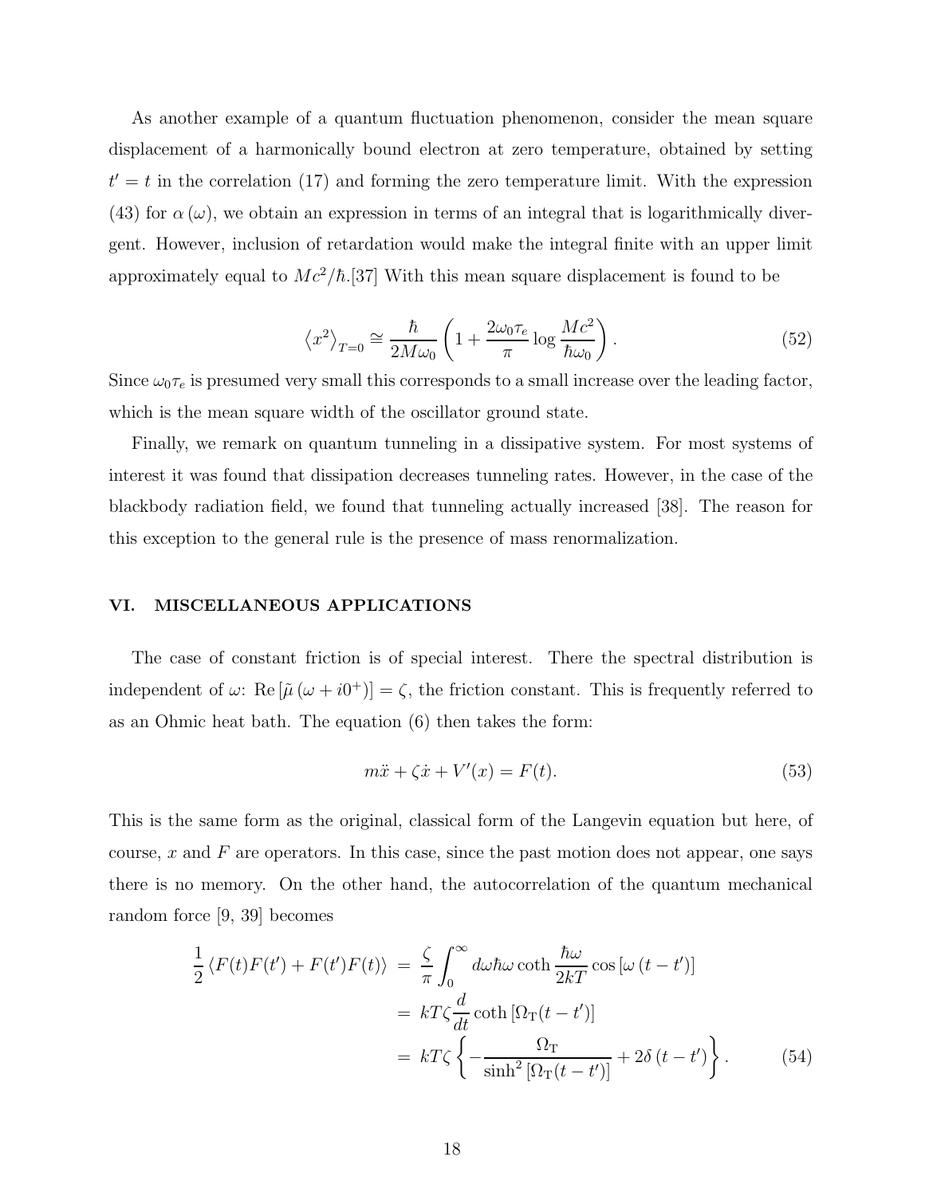As another example of a quantum fluctuation phenomenon, consider the mean square displacement of a harmonically bound electron at zero temperature, obtained by setting $t' = t$ in the correlation (17) and forming the zero temperature limit. With the expression (43) for $\alpha(\omega)$, we obtain an expression in terms of an integral that is logarithmically divergent. However, inclusion of retardation would make the integral finite with an upper limit approximately equal to $Mc^2/\hbar$.[37] With this mean square displacement is found to be

$$\left\langle x^2 \right\rangle_{T=0} \cong \frac{\hbar}{2M\omega_0}\left(1 + \frac{2\omega_0\tau_e}{\pi}\log\frac{Mc^2}{\hbar\omega_0}\right). \tag{52}$$

Since $\omega_0\tau_e$ is presumed very small this corresponds to a small increase over the leading factor, which is the mean square width of the oscillator ground state.

Finally, we remark on quantum tunneling in a dissipative system. For most systems of interest it was found that dissipation decreases tunneling rates. However, in the case of the blackbody radiation field, we found that tunneling actually increased [38]. The reason for this exception to the general rule is the presence of mass renormalization.

## VI. MISCELLANEOUS APPLICATIONS

The case of constant friction is of special interest. There the spectral distribution is independent of $\omega$: $\mathrm{Re}\left[\tilde{\mu}\left(\omega + i0^+\right)\right] = \zeta$, the friction constant. This is frequently referred to as an Ohmic heat bath. The equation (6) then takes the form:

$$m\ddot{x} + \zeta\dot{x} + V'(x) = F(t). \tag{53}$$

This is the same form as the original, classical form of the Langevin equation but here, of course, $x$ and $F$ are operators. In this case, since the past motion does not appear, one says there is no memory. On the other hand, the autocorrelation of the quantum mechanical random force [9, 39] becomes

$$\begin{aligned}
\frac{1}{2}\left\langle F(t)F(t') + F(t')F(t)\right\rangle &= \frac{\zeta}{\pi}\int_0^\infty d\omega\hbar\omega\coth\frac{\hbar\omega}{2kT}\cos\left[\omega\left(t - t'\right)\right] \\
&= kT\zeta\frac{d}{dt}\coth\left[\Omega_{\mathrm{T}}(t - t')\right] \\
&= kT\zeta\left\{-\frac{\Omega_{\mathrm{T}}}{\sinh^2\left[\Omega_{\mathrm{T}}(t - t')\right]} + 2\delta\left(t - t'\right)\right\}.
\end{aligned} \tag{54}$$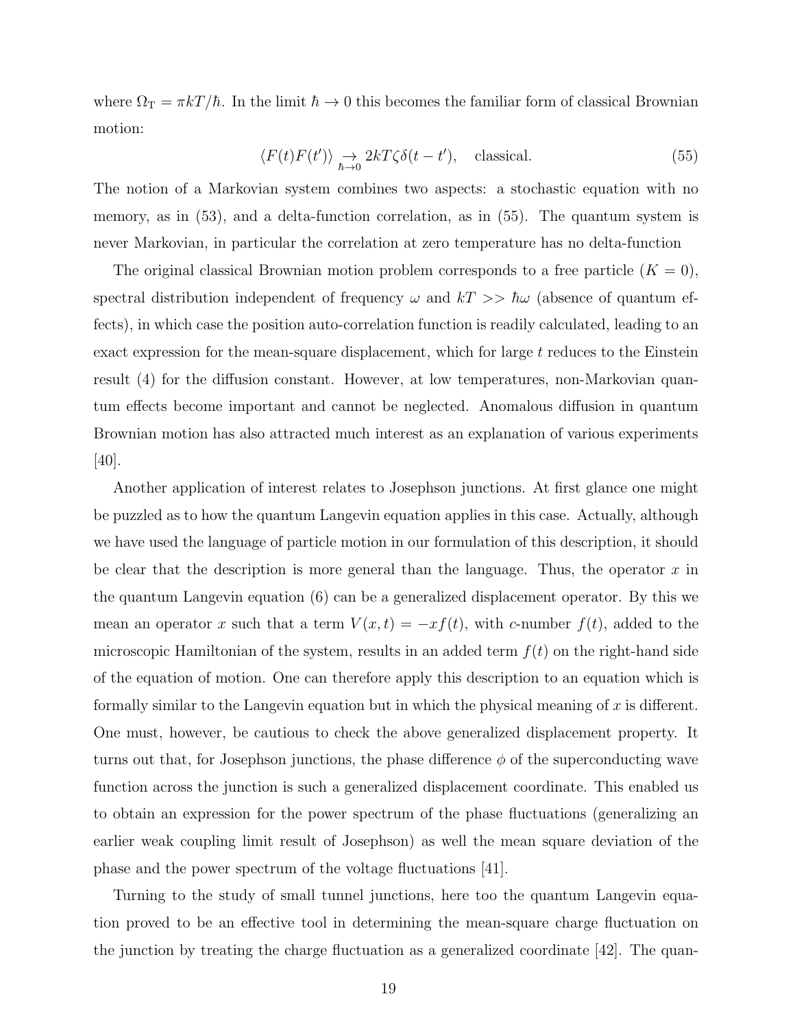where $\Omega_{\mathrm{T}} = \pi kT/\hbar$. In the limit $\hbar \to 0$ this becomes the familiar form of classical Brownian motion:

$$\langle F(t)F(t')\rangle \underset{\hbar\to 0}{\to} 2kT\zeta\delta(t-t'), \quad \text{classical.} \tag{55}$$

The notion of a Markovian system combines two aspects: a stochastic equation with no memory, as in (53), and a delta-function correlation, as in (55). The quantum system is never Markovian, in particular the correlation at zero temperature has no delta-function

The original classical Brownian motion problem corresponds to a free particle ($K = 0$), spectral distribution independent of frequency $\omega$ and $kT >> \hbar\omega$ (absence of quantum effects), in which case the position auto-correlation function is readily calculated, leading to an exact expression for the mean-square displacement, which for large $t$ reduces to the Einstein result (4) for the diffusion constant. However, at low temperatures, non-Markovian quantum effects become important and cannot be neglected. Anomalous diffusion in quantum Brownian motion has also attracted much interest as an explanation of various experiments [40].

Another application of interest relates to Josephson junctions. At first glance one might be puzzled as to how the quantum Langevin equation applies in this case. Actually, although we have used the language of particle motion in our formulation of this description, it should be clear that the description is more general than the language. Thus, the operator $x$ in the quantum Langevin equation (6) can be a generalized displacement operator. By this we mean an operator $x$ such that a term $V(x,t) = -xf(t)$, with $c$-number $f(t)$, added to the microscopic Hamiltonian of the system, results in an added term $f(t)$ on the right-hand side of the equation of motion. One can therefore apply this description to an equation which is formally similar to the Langevin equation but in which the physical meaning of $x$ is different. One must, however, be cautious to check the above generalized displacement property. It turns out that, for Josephson junctions, the phase difference $\phi$ of the superconducting wave function across the junction is such a generalized displacement coordinate. This enabled us to obtain an expression for the power spectrum of the phase fluctuations (generalizing an earlier weak coupling limit result of Josephson) as well the mean square deviation of the phase and the power spectrum of the voltage fluctuations [41].

Turning to the study of small tunnel junctions, here too the quantum Langevin equation proved to be an effective tool in determining the mean-square charge fluctuation on the junction by treating the charge fluctuation as a generalized coordinate [42]. The quan-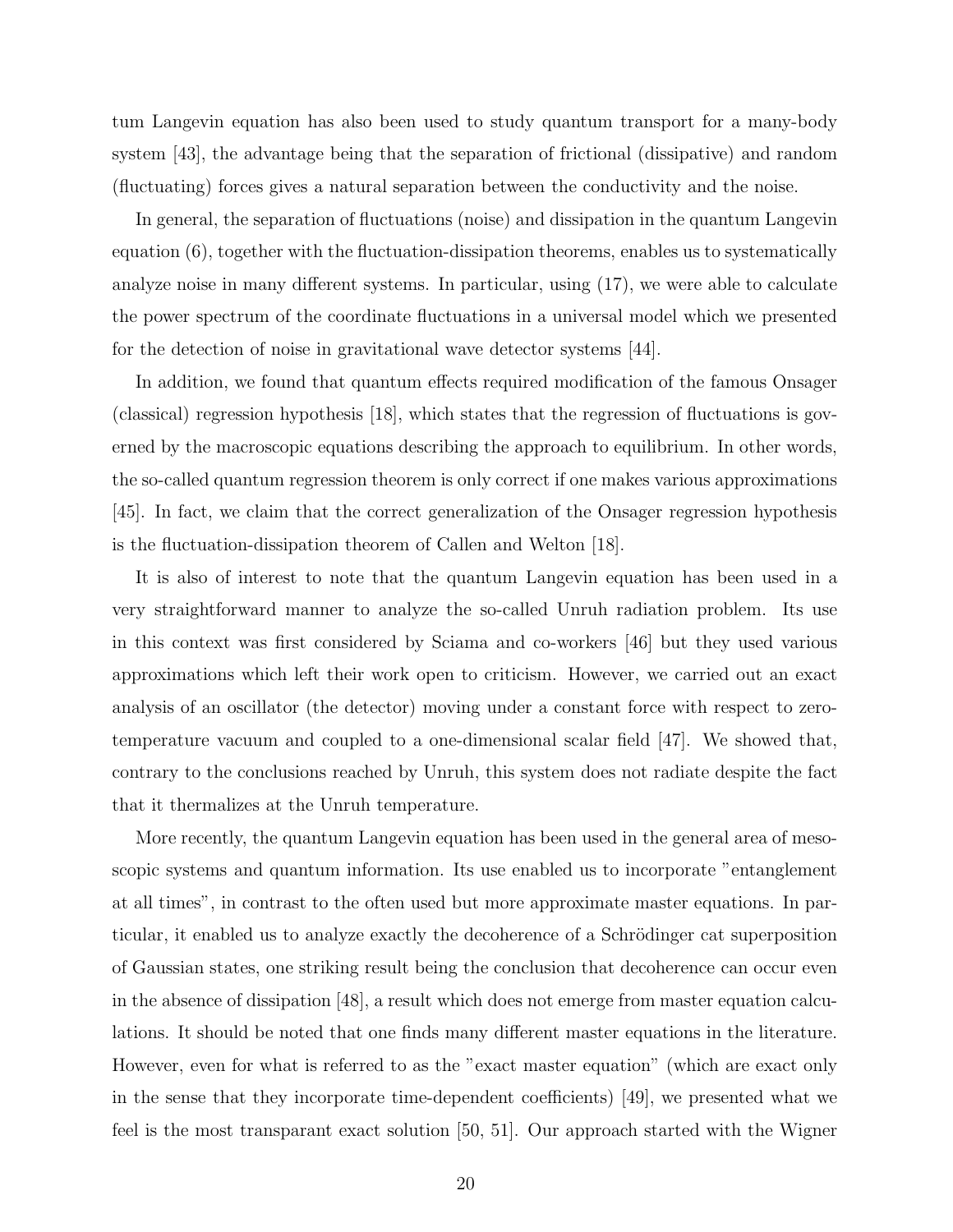tum Langevin equation has also been used to study quantum transport for a many-body system [43], the advantage being that the separation of frictional (dissipative) and random (fluctuating) forces gives a natural separation between the conductivity and the noise.

In general, the separation of fluctuations (noise) and dissipation in the quantum Langevin equation (6), together with the fluctuation-dissipation theorems, enables us to systematically analyze noise in many different systems. In particular, using (17), we were able to calculate the power spectrum of the coordinate fluctuations in a universal model which we presented for the detection of noise in gravitational wave detector systems [44].

In addition, we found that quantum effects required modification of the famous Onsager (classical) regression hypothesis [18], which states that the regression of fluctuations is governed by the macroscopic equations describing the approach to equilibrium. In other words, the so-called quantum regression theorem is only correct if one makes various approximations [45]. In fact, we claim that the correct generalization of the Onsager regression hypothesis is the fluctuation-dissipation theorem of Callen and Welton [18].

It is also of interest to note that the quantum Langevin equation has been used in a very straightforward manner to analyze the so-called Unruh radiation problem. Its use in this context was first considered by Sciama and co-workers [46] but they used various approximations which left their work open to criticism. However, we carried out an exact analysis of an oscillator (the detector) moving under a constant force with respect to zero-temperature vacuum and coupled to a one-dimensional scalar field [47]. We showed that, contrary to the conclusions reached by Unruh, this system does not radiate despite the fact that it thermalizes at the Unruh temperature.

More recently, the quantum Langevin equation has been used in the general area of mesoscopic systems and quantum information. Its use enabled us to incorporate "entanglement at all times", in contrast to the often used but more approximate master equations. In particular, it enabled us to analyze exactly the decoherence of a Schrödinger cat superposition of Gaussian states, one striking result being the conclusion that decoherence can occur even in the absence of dissipation [48], a result which does not emerge from master equation calculations. It should be noted that one finds many different master equations in the literature. However, even for what is referred to as the "exact master equation" (which are exact only in the sense that they incorporate time-dependent coefficients) [49], we presented what we feel is the most transparant exact solution [50, 51]. Our approach started with the Wigner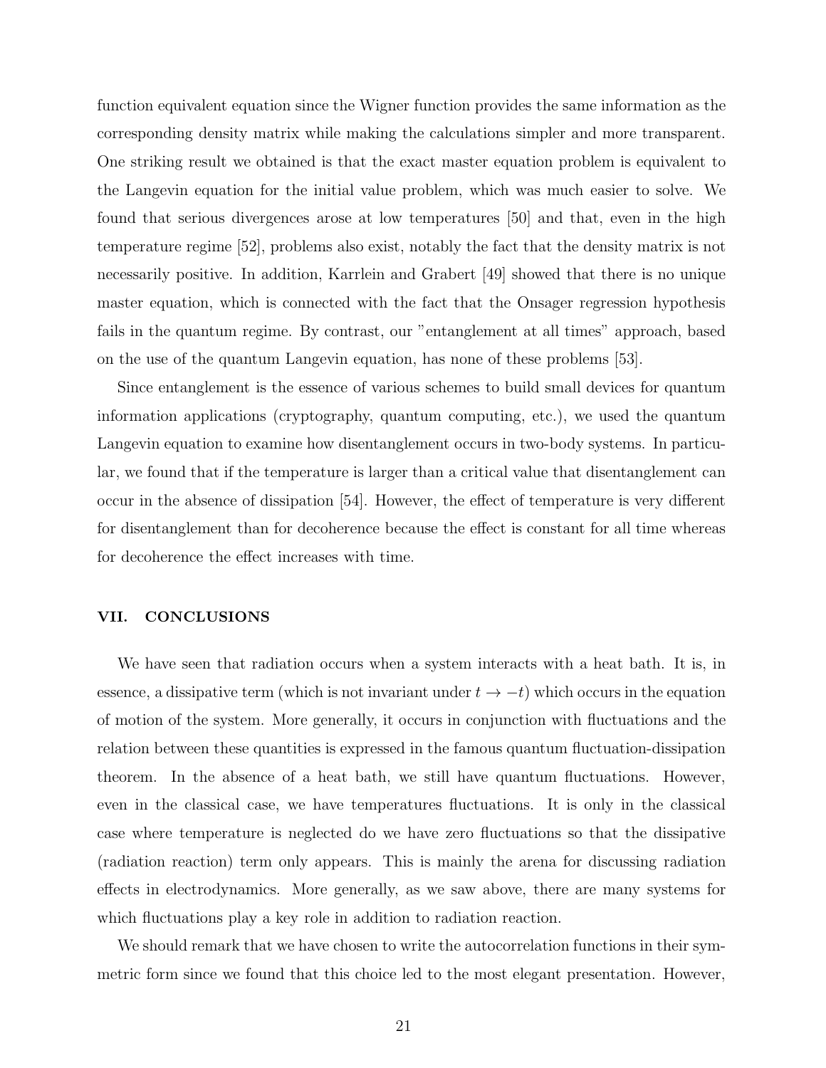function equivalent equation since the Wigner function provides the same information as the corresponding density matrix while making the calculations simpler and more transparent. One striking result we obtained is that the exact master equation problem is equivalent to the Langevin equation for the initial value problem, which was much easier to solve. We found that serious divergences arose at low temperatures [50] and that, even in the high temperature regime [52], problems also exist, notably the fact that the density matrix is not necessarily positive. In addition, Karrlein and Grabert [49] showed that there is no unique master equation, which is connected with the fact that the Onsager regression hypothesis fails in the quantum regime. By contrast, our "entanglement at all times" approach, based on the use of the quantum Langevin equation, has none of these problems [53].

Since entanglement is the essence of various schemes to build small devices for quantum information applications (cryptography, quantum computing, etc.), we used the quantum Langevin equation to examine how disentanglement occurs in two-body systems. In particular, we found that if the temperature is larger than a critical value that disentanglement can occur in the absence of dissipation [54]. However, the effect of temperature is very different for disentanglement than for decoherence because the effect is constant for all time whereas for decoherence the effect increases with time.

## VII. CONCLUSIONS

We have seen that radiation occurs when a system interacts with a heat bath. It is, in essence, a dissipative term (which is not invariant under $t \to -t$) which occurs in the equation of motion of the system. More generally, it occurs in conjunction with fluctuations and the relation between these quantities is expressed in the famous quantum fluctuation-dissipation theorem. In the absence of a heat bath, we still have quantum fluctuations. However, even in the classical case, we have temperatures fluctuations. It is only in the classical case where temperature is neglected do we have zero fluctuations so that the dissipative (radiation reaction) term only appears. This is mainly the arena for discussing radiation effects in electrodynamics. More generally, as we saw above, there are many systems for which fluctuations play a key role in addition to radiation reaction.

We should remark that we have chosen to write the autocorrelation functions in their symmetric form since we found that this choice led to the most elegant presentation. However,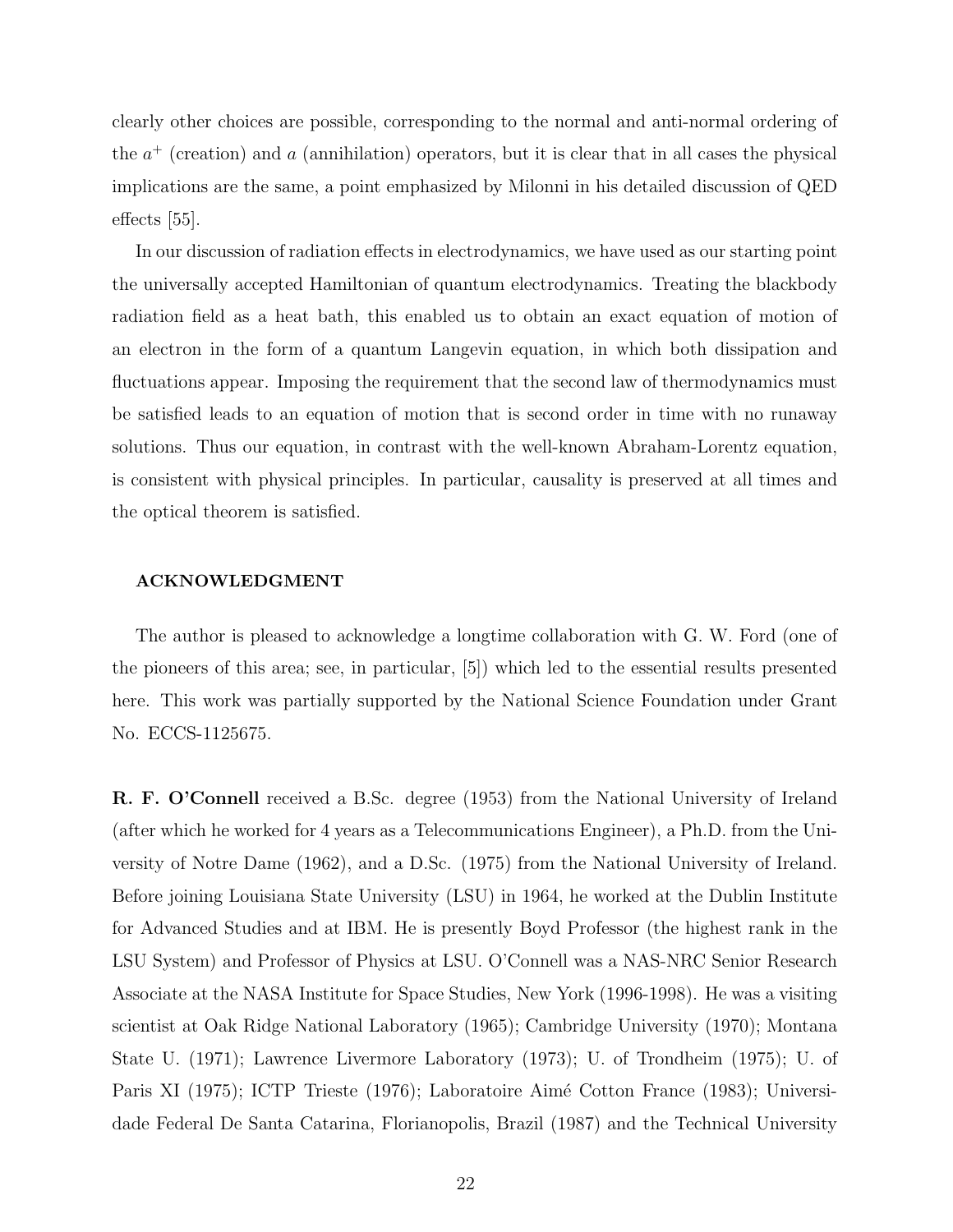clearly other choices are possible, corresponding to the normal and anti-normal ordering of the $a^+$ (creation) and $a$ (annihilation) operators, but it is clear that in all cases the physical implications are the same, a point emphasized by Milonni in his detailed discussion of QED effects [55].

In our discussion of radiation effects in electrodynamics, we have used as our starting point the universally accepted Hamiltonian of quantum electrodynamics. Treating the blackbody radiation field as a heat bath, this enabled us to obtain an exact equation of motion of an electron in the form of a quantum Langevin equation, in which both dissipation and fluctuations appear. Imposing the requirement that the second law of thermodynamics must be satisfied leads to an equation of motion that is second order in time with no runaway solutions. Thus our equation, in contrast with the well-known Abraham-Lorentz equation, is consistent with physical principles. In particular, causality is preserved at all times and the optical theorem is satisfied.

### ACKNOWLEDGMENT

The author is pleased to acknowledge a longtime collaboration with G. W. Ford (one of the pioneers of this area; see, in particular, [5]) which led to the essential results presented here. This work was partially supported by the National Science Foundation under Grant No. ECCS-1125675.

**R. F. O'Connell** received a B.Sc. degree (1953) from the National University of Ireland (after which he worked for 4 years as a Telecommunications Engineer), a Ph.D. from the University of Notre Dame (1962), and a D.Sc. (1975) from the National University of Ireland. Before joining Louisiana State University (LSU) in 1964, he worked at the Dublin Institute for Advanced Studies and at IBM. He is presently Boyd Professor (the highest rank in the LSU System) and Professor of Physics at LSU. O'Connell was a NAS-NRC Senior Research Associate at the NASA Institute for Space Studies, New York (1996-1998). He was a visiting scientist at Oak Ridge National Laboratory (1965); Cambridge University (1970); Montana State U. (1971); Lawrence Livermore Laboratory (1973); U. of Trondheim (1975); U. of Paris XI (1975); ICTP Trieste (1976); Laboratoire Aimé Cotton France (1983); Universidade Federal De Santa Catarina, Florianopolis, Brazil (1987) and the Technical University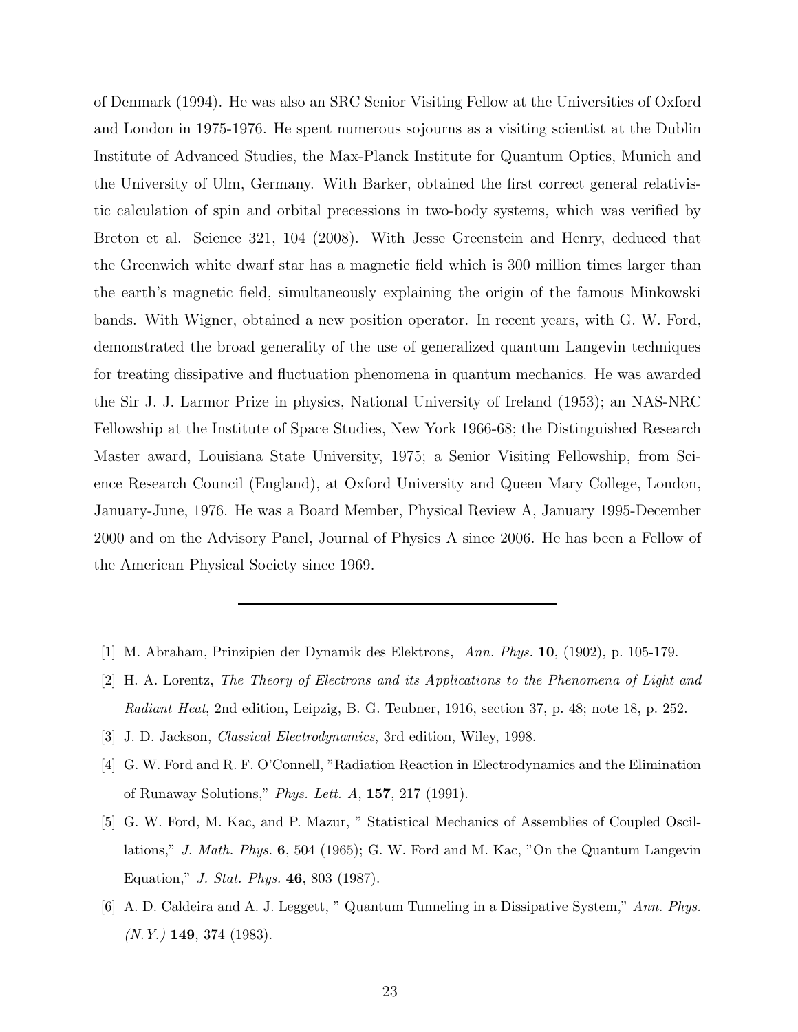of Denmark (1994). He was also an SRC Senior Visiting Fellow at the Universities of Oxford and London in 1975-1976. He spent numerous sojourns as a visiting scientist at the Dublin Institute of Advanced Studies, the Max-Planck Institute for Quantum Optics, Munich and the University of Ulm, Germany. With Barker, obtained the first correct general relativistic calculation of spin and orbital precessions in two-body systems, which was verified by Breton et al. Science 321, 104 (2008). With Jesse Greenstein and Henry, deduced that the Greenwich white dwarf star has a magnetic field which is 300 million times larger than the earth's magnetic field, simultaneously explaining the origin of the famous Minkowski bands. With Wigner, obtained a new position operator. In recent years, with G. W. Ford, demonstrated the broad generality of the use of generalized quantum Langevin techniques for treating dissipative and fluctuation phenomena in quantum mechanics. He was awarded the Sir J. J. Larmor Prize in physics, National University of Ireland (1953); an NAS-NRC Fellowship at the Institute of Space Studies, New York 1966-68; the Distinguished Research Master award, Louisiana State University, 1975; a Senior Visiting Fellowship, from Science Research Council (England), at Oxford University and Queen Mary College, London, January-June, 1976. He was a Board Member, Physical Review A, January 1995-December 2000 and on the Advisory Panel, Journal of Physics A since 2006. He has been a Fellow of the American Physical Society since 1969.

---

[1] M. Abraham, Prinzipien der Dynamik des Elektrons, *Ann. Phys.* **10**, (1902), p. 105-179.

[2] H. A. Lorentz, *The Theory of Electrons and its Applications to the Phenomena of Light and Radiant Heat*, 2nd edition, Leipzig, B. G. Teubner, 1916, section 37, p. 48; note 18, p. 252.

[3] J. D. Jackson, *Classical Electrodynamics*, 3rd edition, Wiley, 1998.

[4] G. W. Ford and R. F. O'Connell, "Radiation Reaction in Electrodynamics and the Elimination of Runaway Solutions," *Phys. Lett. A*, **157**, 217 (1991).

[5] G. W. Ford, M. Kac, and P. Mazur, " Statistical Mechanics of Assemblies of Coupled Oscillations," *J. Math. Phys.* **6**, 504 (1965); G. W. Ford and M. Kac, "On the Quantum Langevin Equation," *J. Stat. Phys.* **46**, 803 (1987).

[6] A. D. Caldeira and A. J. Leggett, " Quantum Tunneling in a Dissipative System," *Ann. Phys. (N.Y.)* **149**, 374 (1983).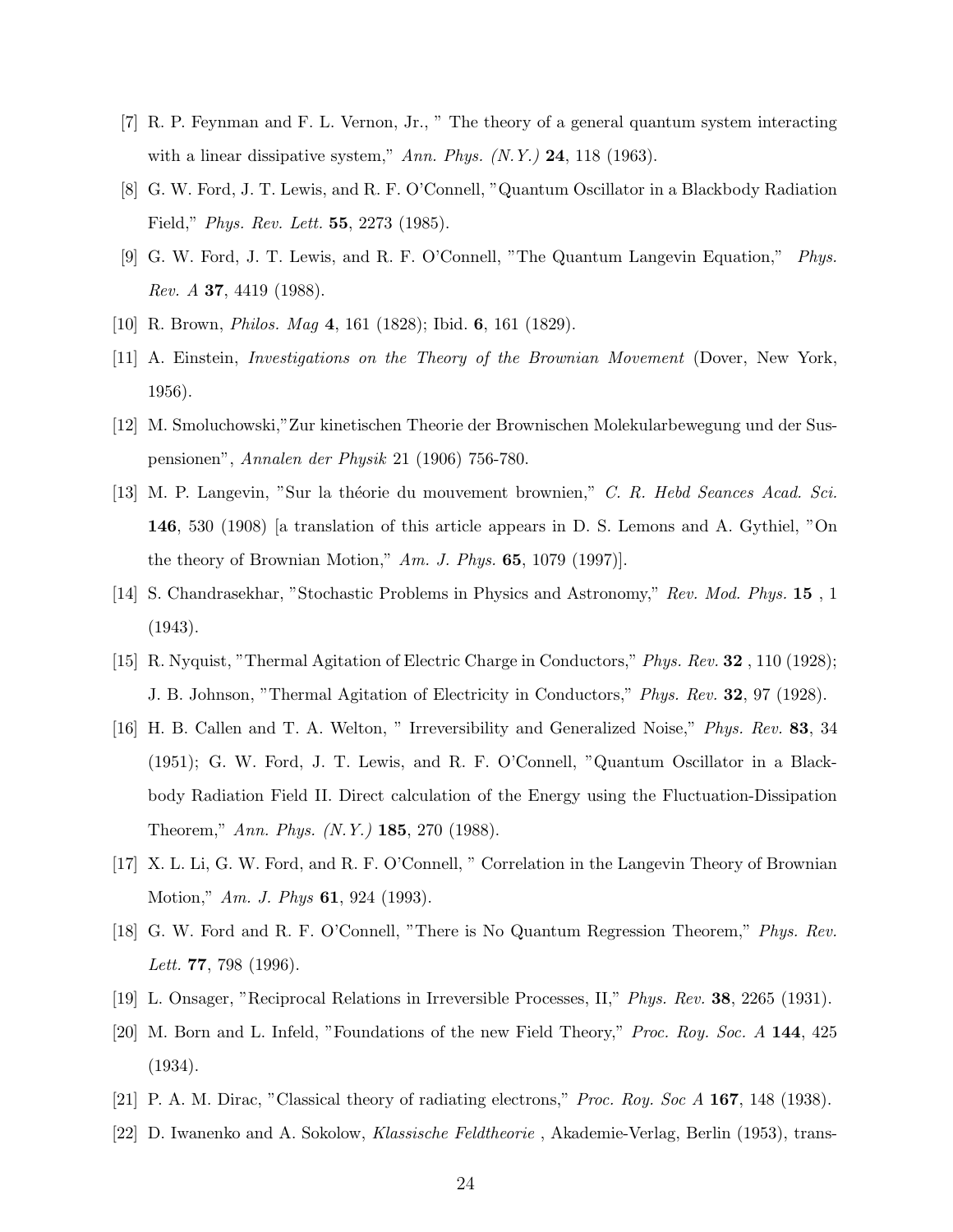[7] R. P. Feynman and F. L. Vernon, Jr., " The theory of a general quantum system interacting with a linear dissipative system," *Ann. Phys. (N.Y.)* **24**, 118 (1963).

[8] G. W. Ford, J. T. Lewis, and R. F. O'Connell, "Quantum Oscillator in a Blackbody Radiation Field," *Phys. Rev. Lett.* **55**, 2273 (1985).

[9] G. W. Ford, J. T. Lewis, and R. F. O'Connell, "The Quantum Langevin Equation," *Phys. Rev. A* **37**, 4419 (1988).

[10] R. Brown, *Philos. Mag* **4**, 161 (1828); Ibid. **6**, 161 (1829).

[11] A. Einstein, *Investigations on the Theory of the Brownian Movement* (Dover, New York, 1956).

[12] M. Smoluchowski,"Zur kinetischen Theorie der Brownischen Molekularbewegung und der Suspensionen", *Annalen der Physik* 21 (1906) 756-780.

[13] M. P. Langevin, "Sur la théorie du mouvement brownien," *C. R. Hebd Seances Acad. Sci.* **146**, 530 (1908) [a translation of this article appears in D. S. Lemons and A. Gythiel, "On the theory of Brownian Motion," *Am. J. Phys.* **65**, 1079 (1997)].

[14] S. Chandrasekhar, "Stochastic Problems in Physics and Astronomy," *Rev. Mod. Phys.* **15** , 1 (1943).

[15] R. Nyquist, "Thermal Agitation of Electric Charge in Conductors," *Phys. Rev.* **32** , 110 (1928); J. B. Johnson, "Thermal Agitation of Electricity in Conductors," *Phys. Rev.* **32**, 97 (1928).

[16] H. B. Callen and T. A. Welton, " Irreversibility and Generalized Noise," *Phys. Rev.* **83**, 34 (1951); G. W. Ford, J. T. Lewis, and R. F. O'Connell, "Quantum Oscillator in a Blackbody Radiation Field II. Direct calculation of the Energy using the Fluctuation-Dissipation Theorem," *Ann. Phys. (N.Y.)* **185**, 270 (1988).

[17] X. L. Li, G. W. Ford, and R. F. O'Connell, " Correlation in the Langevin Theory of Brownian Motion," *Am. J. Phys* **61**, 924 (1993).

[18] G. W. Ford and R. F. O'Connell, "There is No Quantum Regression Theorem," *Phys. Rev. Lett.* **77**, 798 (1996).

[19] L. Onsager, "Reciprocal Relations in Irreversible Processes, II," *Phys. Rev.* **38**, 2265 (1931).

[20] M. Born and L. Infeld, "Foundations of the new Field Theory," *Proc. Roy. Soc. A* **144**, 425 (1934).

[21] P. A. M. Dirac, "Classical theory of radiating electrons," *Proc. Roy. Soc A* **167**, 148 (1938).

[22] D. Iwanenko and A. Sokolow, *Klassische Feldtheorie* , Akademie-Verlag, Berlin (1953), trans-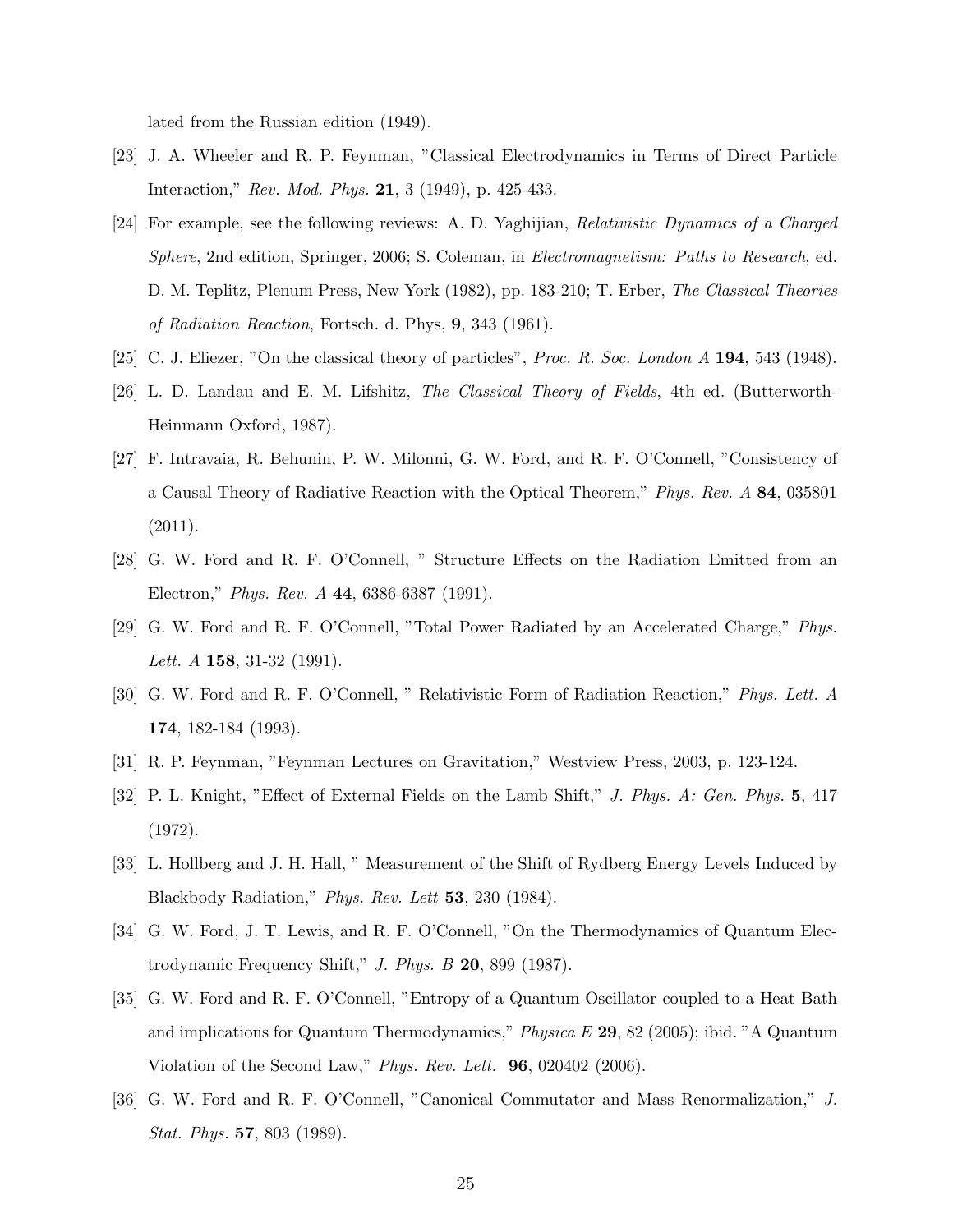lated from the Russian edition (1949).

[23] J. A. Wheeler and R. P. Feynman, "Classical Electrodynamics in Terms of Direct Particle Interaction," *Rev. Mod. Phys.* **21**, 3 (1949), p. 425-433.

[24] For example, see the following reviews: A. D. Yaghijian, *Relativistic Dynamics of a Charged Sphere*, 2nd edition, Springer, 2006; S. Coleman, in *Electromagnetism: Paths to Research*, ed. D. M. Teplitz, Plenum Press, New York (1982), pp. 183-210; T. Erber, *The Classical Theories of Radiation Reaction*, Fortsch. d. Phys, **9**, 343 (1961).

[25] C. J. Eliezer, "On the classical theory of particles", *Proc. R. Soc. London A* **194**, 543 (1948).

[26] L. D. Landau and E. M. Lifshitz, *The Classical Theory of Fields*, 4th ed. (Butterworth-Heinmann Oxford, 1987).

[27] F. Intravaia, R. Behunin, P. W. Milonni, G. W. Ford, and R. F. O'Connell, "Consistency of a Causal Theory of Radiative Reaction with the Optical Theorem," *Phys. Rev. A* **84**, 035801 (2011).

[28] G. W. Ford and R. F. O'Connell, " Structure Effects on the Radiation Emitted from an Electron," *Phys. Rev. A* **44**, 6386-6387 (1991).

[29] G. W. Ford and R. F. O'Connell, "Total Power Radiated by an Accelerated Charge," *Phys. Lett. A* **158**, 31-32 (1991).

[30] G. W. Ford and R. F. O'Connell, " Relativistic Form of Radiation Reaction," *Phys. Lett. A* **174**, 182-184 (1993).

[31] R. P. Feynman, "Feynman Lectures on Gravitation," Westview Press, 2003, p. 123-124.

[32] P. L. Knight, "Effect of External Fields on the Lamb Shift," *J. Phys. A: Gen. Phys.* **5**, 417 (1972).

[33] L. Hollberg and J. H. Hall, " Measurement of the Shift of Rydberg Energy Levels Induced by Blackbody Radiation," *Phys. Rev. Lett* **53**, 230 (1984).

[34] G. W. Ford, J. T. Lewis, and R. F. O'Connell, "On the Thermodynamics of Quantum Electrodynamic Frequency Shift," *J. Phys. B* **20**, 899 (1987).

[35] G. W. Ford and R. F. O'Connell, "Entropy of a Quantum Oscillator coupled to a Heat Bath and implications for Quantum Thermodynamics," *Physica E* **29**, 82 (2005); ibid. "A Quantum Violation of the Second Law," *Phys. Rev. Lett.* **96**, 020402 (2006).

[36] G. W. Ford and R. F. O'Connell, "Canonical Commutator and Mass Renormalization," *J. Stat. Phys.* **57**, 803 (1989).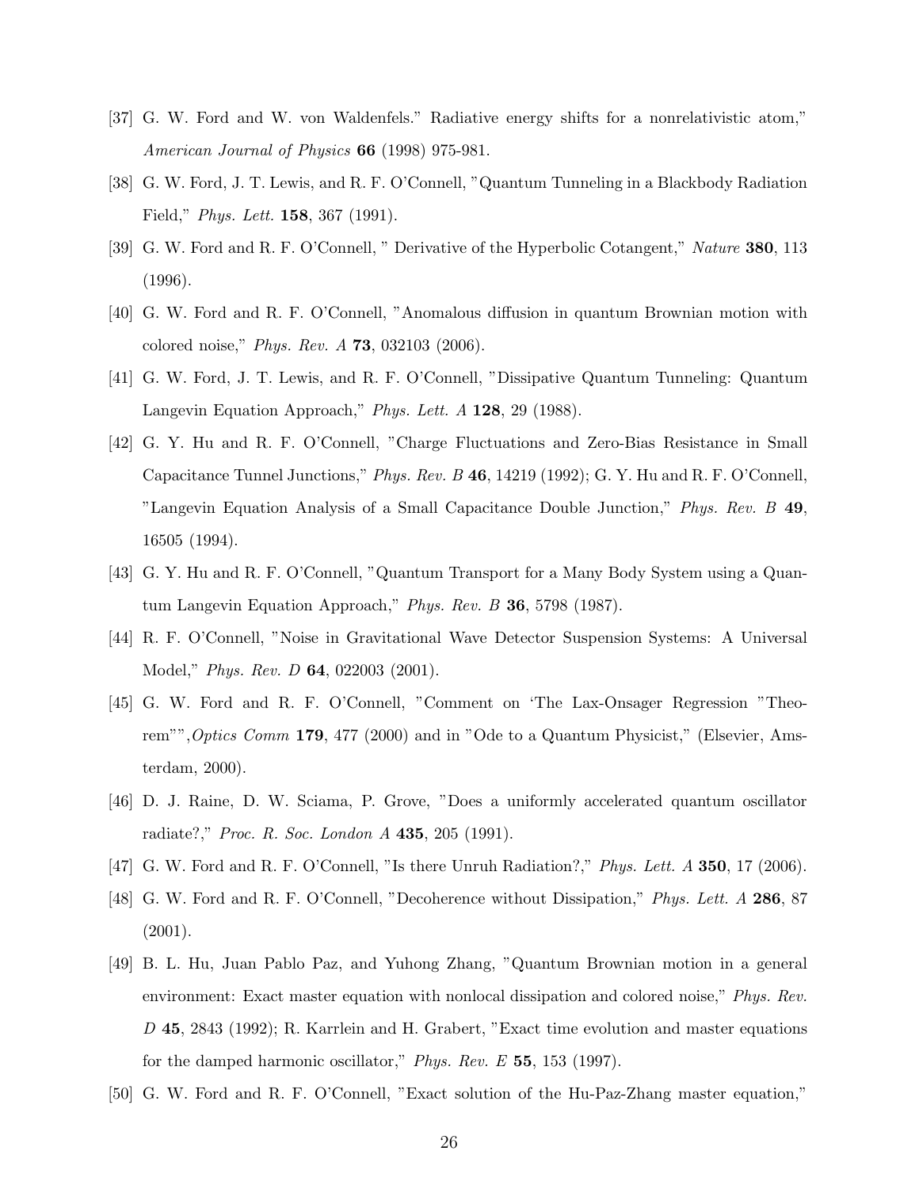[37] G. W. Ford and W. von Waldenfels." Radiative energy shifts for a nonrelativistic atom," *American Journal of Physics* **66** (1998) 975-981.

[38] G. W. Ford, J. T. Lewis, and R. F. O'Connell, "Quantum Tunneling in a Blackbody Radiation Field," *Phys. Lett.* **158**, 367 (1991).

[39] G. W. Ford and R. F. O'Connell, " Derivative of the Hyperbolic Cotangent," *Nature* **380**, 113 (1996).

[40] G. W. Ford and R. F. O'Connell, "Anomalous diffusion in quantum Brownian motion with colored noise," *Phys. Rev. A* **73**, 032103 (2006).

[41] G. W. Ford, J. T. Lewis, and R. F. O'Connell, "Dissipative Quantum Tunneling: Quantum Langevin Equation Approach," *Phys. Lett. A* **128**, 29 (1988).

[42] G. Y. Hu and R. F. O'Connell, "Charge Fluctuations and Zero-Bias Resistance in Small Capacitance Tunnel Junctions," *Phys. Rev. B* **46**, 14219 (1992); G. Y. Hu and R. F. O'Connell, "Langevin Equation Analysis of a Small Capacitance Double Junction," *Phys. Rev. B* **49**, 16505 (1994).

[43] G. Y. Hu and R. F. O'Connell, "Quantum Transport for a Many Body System using a Quantum Langevin Equation Approach," *Phys. Rev. B* **36**, 5798 (1987).

[44] R. F. O'Connell, "Noise in Gravitational Wave Detector Suspension Systems: A Universal Model," *Phys. Rev. D* **64**, 022003 (2001).

[45] G. W. Ford and R. F. O'Connell, "Comment on 'The Lax-Onsager Regression "Theorem"",*Optics Comm* **179**, 477 (2000) and in "Ode to a Quantum Physicist," (Elsevier, Amsterdam, 2000).

[46] D. J. Raine, D. W. Sciama, P. Grove, "Does a uniformly accelerated quantum oscillator radiate?," *Proc. R. Soc. London A* **435**, 205 (1991).

[47] G. W. Ford and R. F. O'Connell, "Is there Unruh Radiation?," *Phys. Lett. A* **350**, 17 (2006).

[48] G. W. Ford and R. F. O'Connell, "Decoherence without Dissipation," *Phys. Lett. A* **286**, 87 (2001).

[49] B. L. Hu, Juan Pablo Paz, and Yuhong Zhang, "Quantum Brownian motion in a general environment: Exact master equation with nonlocal dissipation and colored noise," *Phys. Rev. D* **45**, 2843 (1992); R. Karrlein and H. Grabert, "Exact time evolution and master equations for the damped harmonic oscillator," *Phys. Rev. E* **55**, 153 (1997).

[50] G. W. Ford and R. F. O'Connell, "Exact solution of the Hu-Paz-Zhang master equation,"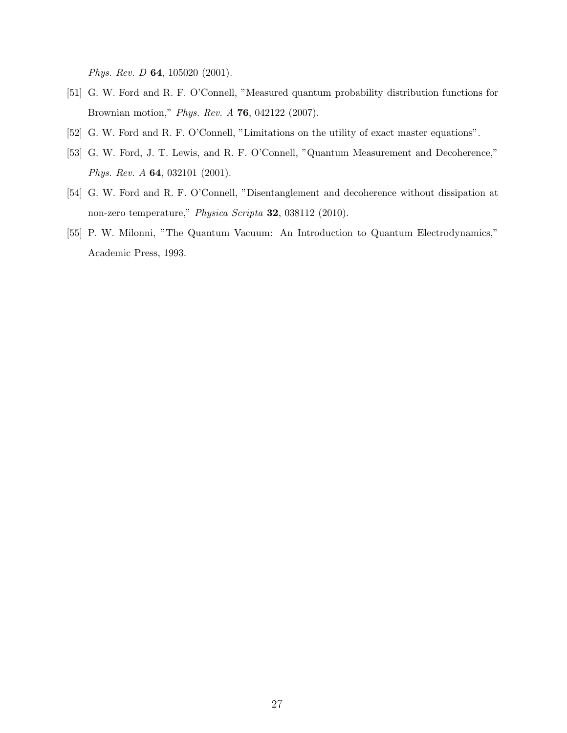*Phys. Rev. D* **64**, 105020 (2001).

[51] G. W. Ford and R. F. O'Connell, "Measured quantum probability distribution functions for Brownian motion," *Phys. Rev. A* **76**, 042122 (2007).

[52] G. W. Ford and R. F. O'Connell, "Limitations on the utility of exact master equations".

[53] G. W. Ford, J. T. Lewis, and R. F. O'Connell, "Quantum Measurement and Decoherence," *Phys. Rev. A* **64**, 032101 (2001).

[54] G. W. Ford and R. F. O'Connell, "Disentanglement and decoherence without dissipation at non-zero temperature," *Physica Scripta* **32**, 038112 (2010).

[55] P. W. Milonni, "The Quantum Vacuum: An Introduction to Quantum Electrodynamics," Academic Press, 1993.